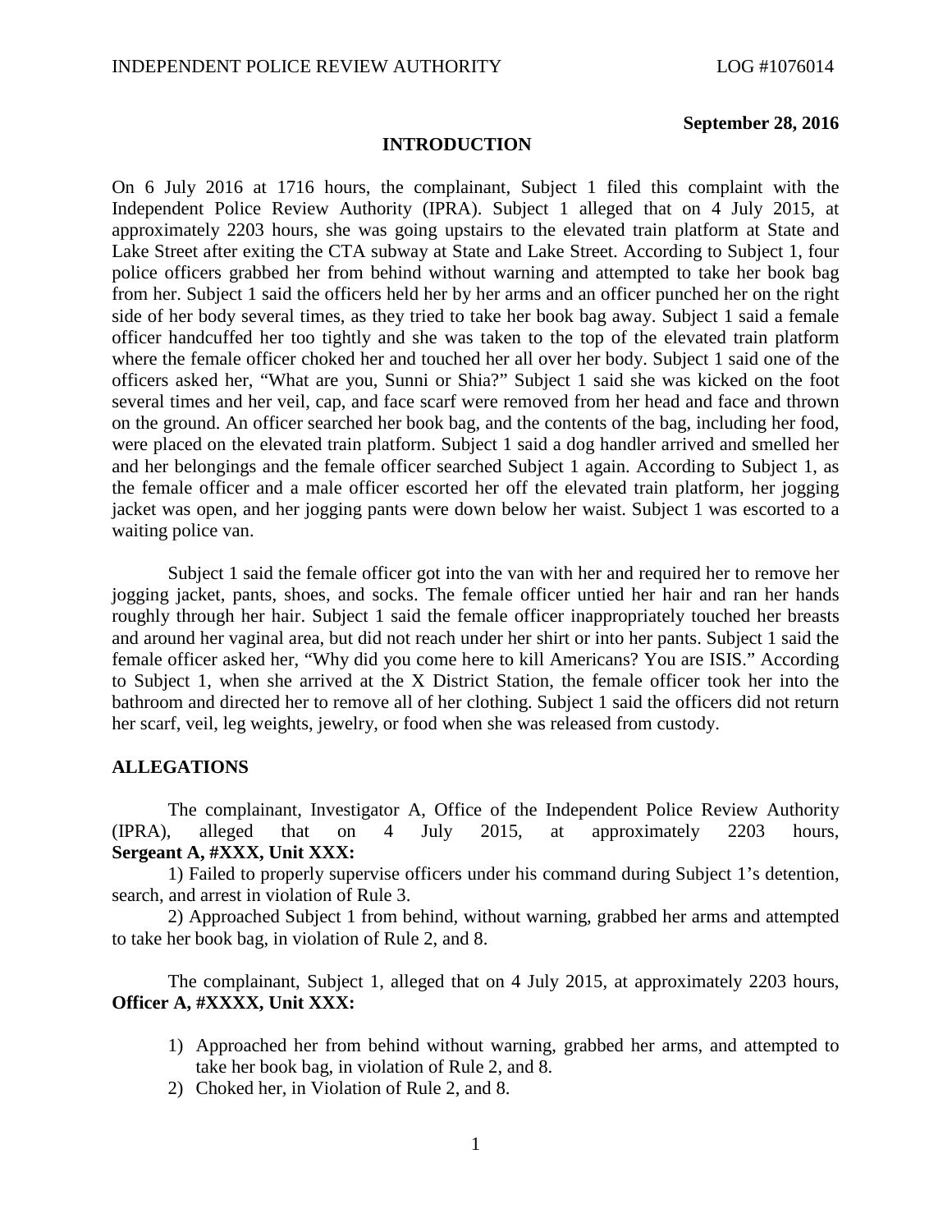**September 28, 2016**

## INTRODUCTION

On 6 July 2016 at 1716 hours, the complainant, Subject 1 filed this complaint with the Independent Police Review Authority (IPRA). Subject 1 alleged that on 4 July 2015, at approximately 2203 hours, she was going upstairs to the elevated train platform at State and Lake Street after exiting the CTA subway at State and Lake Street. According to Subject 1, four police officers grabbed her from behind without warning and attempted to take her book bag from her. Subject 1 said the officers held her by her arms and an officer punched her on the right side of her body several times, as they tried to take her book bag away. Subject 1 said a female officer handcuffed her too tightly and she was taken to the top of the elevated train platform where the female officer choked her and touched her all over her body. Subject 1 said one of the officers asked her, "What are you, Sunni or Shia?" Subject 1 said she was kicked on the foot several times and her veil, cap, and face scarf were removed from her head and face and thrown on the ground. An officer searched her book bag, and the contents of the bag, including her food, were placed on the elevated train platform. Subject 1 said a dog handler arrived and smelled her and her belongings and the female officer searched Subject 1 again. According to Subject 1, as the female officer and a male officer escorted her off the elevated train platform, her jogging jacket was open, and her jogging pants were down below her waist. Subject 1 was escorted to a waiting police van.

Subject 1 said the female officer got into the van with her and required her to remove her jogging jacket, pants, shoes, and socks. The female officer untied her hair and ran her hands roughly through her hair. Subject 1 said the female officer inappropriately touched her breasts and around her vaginal area, but did not reach under her shirt or into her pants. Subject 1 said the female officer asked her, "Why did you come here to kill Americans? You are ISIS." According to Subject 1, when she arrived at the X District Station, the female officer took her into the bathroom and directed her to remove all of her clothing. Subject 1 said the officers did not return her scarf, veil, leg weights, jewelry, or food when she was released from custody.

## ALLEGATIONS

The complainant, Investigator A, Office of the Independent Police Review Authority (IPRA), alleged that on 4 July 2015, at approximately 2203 hours, **Sergeant A, #XXX, Unit XXX:**

1) Failed to properly supervise officers under his command during Subject 1's detention, search, and arrest in violation of Rule 3.

2) Approached Subject 1 from behind, without warning, grabbed her arms and attempted to take her book bag, in violation of Rule 2, and 8.

The complainant, Subject 1, alleged that on 4 July 2015, at approximately 2203 hours, **Officer A, #XXXX, Unit XXX:**

1) Approached her from behind without warning, grabbed her arms, and attempted to take her book bag, in violation of Rule 2, and 8.
2) Choked her, in Violation of Rule 2, and 8.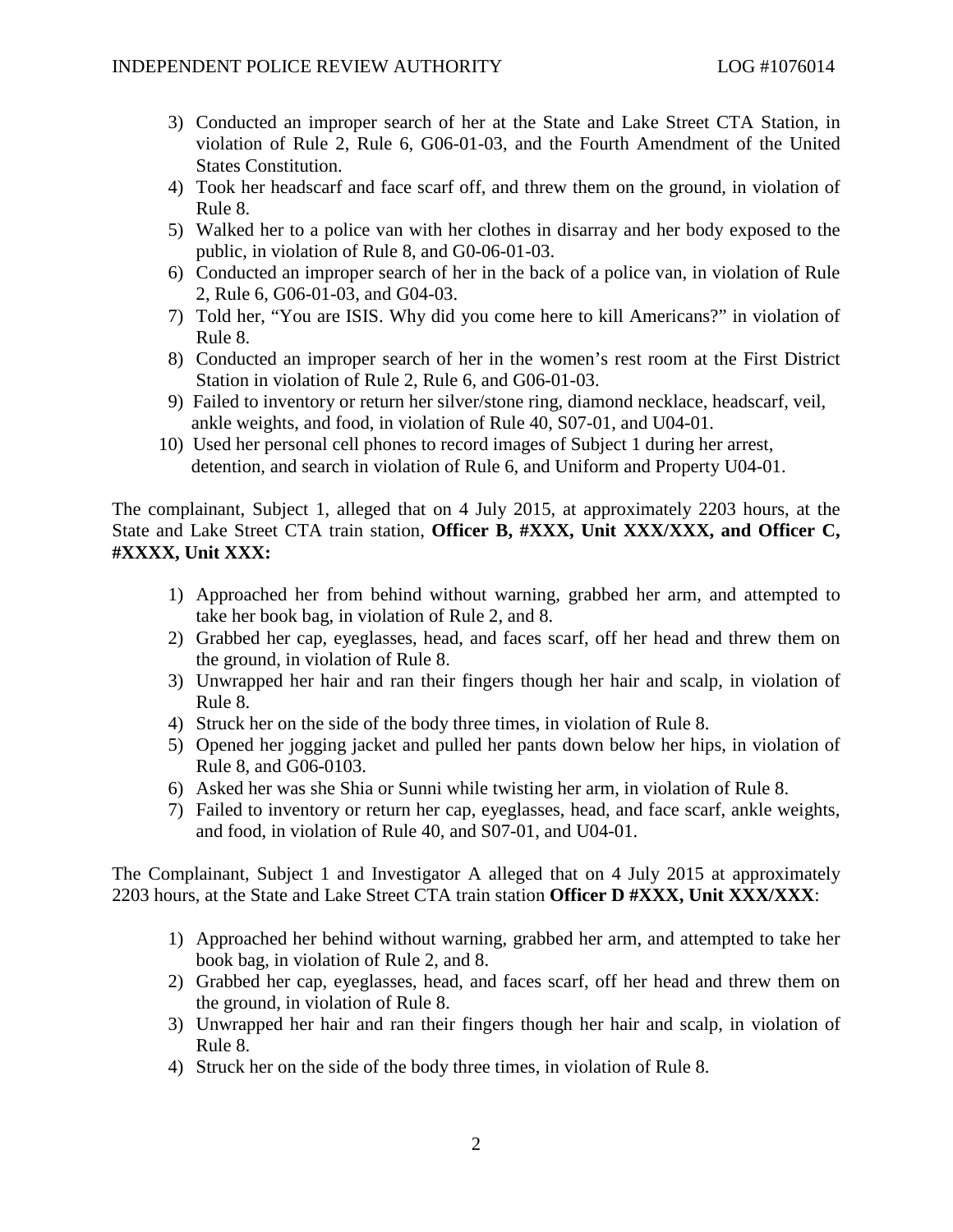3) Conducted an improper search of her at the State and Lake Street CTA Station, in violation of Rule 2, Rule 6, G06-01-03, and the Fourth Amendment of the United States Constitution.
4) Took her headscarf and face scarf off, and threw them on the ground, in violation of Rule 8.
5) Walked her to a police van with her clothes in disarray and her body exposed to the public, in violation of Rule 8, and G0-06-01-03.
6) Conducted an improper search of her in the back of a police van, in violation of Rule 2, Rule 6, G06-01-03, and G04-03.
7) Told her, "You are ISIS. Why did you come here to kill Americans?" in violation of Rule 8.
8) Conducted an improper search of her in the women's rest room at the First District Station in violation of Rule 2, Rule 6, and G06-01-03.
9) Failed to inventory or return her silver/stone ring, diamond necklace, headscarf, veil, ankle weights, and food, in violation of Rule 40, S07-01, and U04-01.
10) Used her personal cell phones to record images of Subject 1 during her arrest, detention, and search in violation of Rule 6, and Uniform and Property U04-01.

The complainant, Subject 1, alleged that on 4 July 2015, at approximately 2203 hours, at the State and Lake Street CTA train station, **Officer B, #XXX, Unit XXX/XXX, and Officer C, #XXXX, Unit XXX:**

1) Approached her from behind without warning, grabbed her arm, and attempted to take her book bag, in violation of Rule 2, and 8.
2) Grabbed her cap, eyeglasses, head, and faces scarf, off her head and threw them on the ground, in violation of Rule 8.
3) Unwrapped her hair and ran their fingers though her hair and scalp, in violation of Rule 8.
4) Struck her on the side of the body three times, in violation of Rule 8.
5) Opened her jogging jacket and pulled her pants down below her hips, in violation of Rule 8, and G06-0103.
6) Asked her was she Shia or Sunni while twisting her arm, in violation of Rule 8.
7) Failed to inventory or return her cap, eyeglasses, head, and face scarf, ankle weights, and food, in violation of Rule 40, and S07-01, and U04-01.

The Complainant, Subject 1 and Investigator A alleged that on 4 July 2015 at approximately 2203 hours, at the State and Lake Street CTA train station **Officer D #XXX, Unit XXX/XXX**:

1) Approached her behind without warning, grabbed her arm, and attempted to take her book bag, in violation of Rule 2, and 8.
2) Grabbed her cap, eyeglasses, head, and faces scarf, off her head and threw them on the ground, in violation of Rule 8.
3) Unwrapped her hair and ran their fingers though her hair and scalp, in violation of Rule 8.
4) Struck her on the side of the body three times, in violation of Rule 8.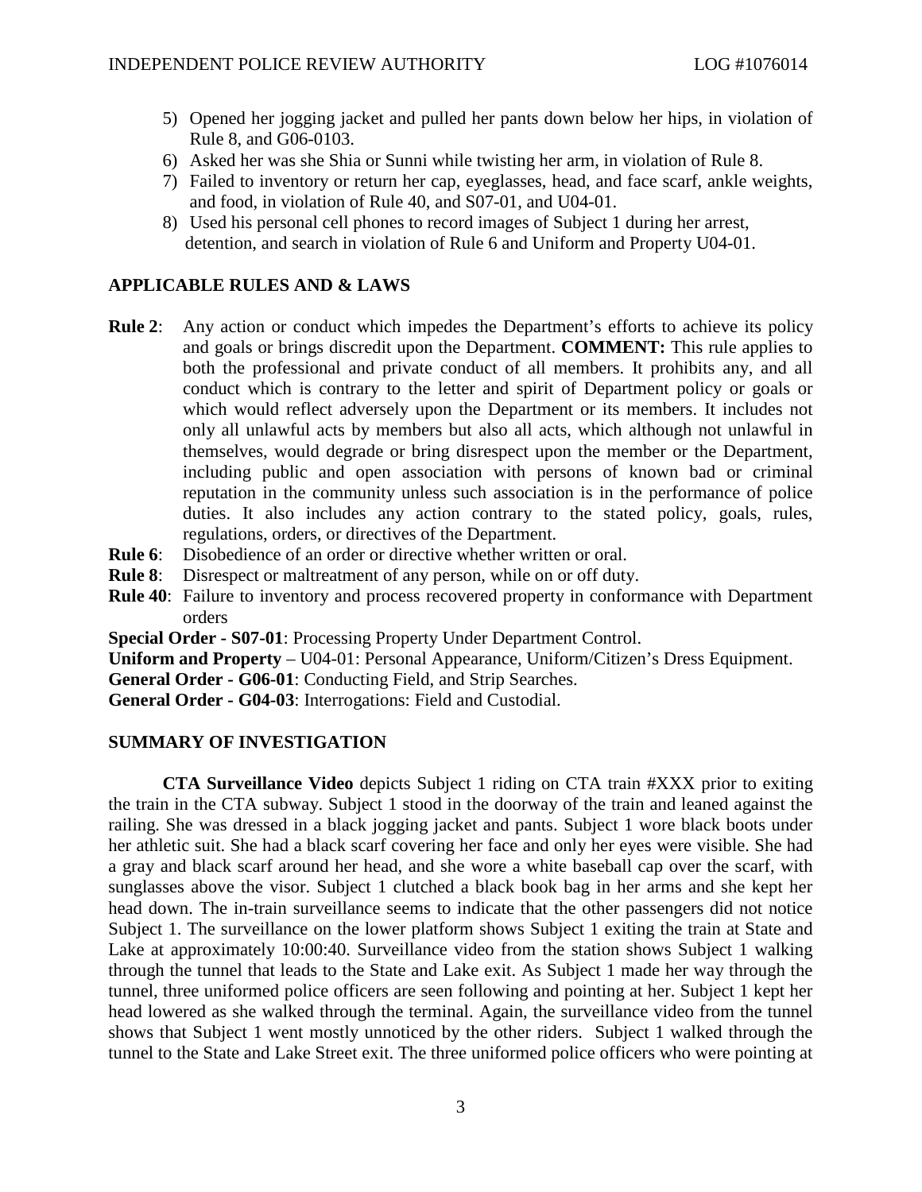5) Opened her jogging jacket and pulled her pants down below her hips, in violation of Rule 8, and G06-0103.
6) Asked her was she Shia or Sunni while twisting her arm, in violation of Rule 8.
7) Failed to inventory or return her cap, eyeglasses, head, and face scarf, ankle weights, and food, in violation of Rule 40, and S07-01, and U04-01.
8) Used his personal cell phones to record images of Subject 1 during her arrest, detention, and search in violation of Rule 6 and Uniform and Property U04-01.

## APPLICABLE RULES AND & LAWS

**Rule 2**: Any action or conduct which impedes the Department's efforts to achieve its policy and goals or brings discredit upon the Department. **COMMENT:** This rule applies to both the professional and private conduct of all members. It prohibits any, and all conduct which is contrary to the letter and spirit of Department policy or goals or which would reflect adversely upon the Department or its members. It includes not only all unlawful acts by members but also all acts, which although not unlawful in themselves, would degrade or bring disrespect upon the member or the Department, including public and open association with persons of known bad or criminal reputation in the community unless such association is in the performance of police duties. It also includes any action contrary to the stated policy, goals, rules, regulations, orders, or directives of the Department.

**Rule 6**: Disobedience of an order or directive whether written or oral.

**Rule 8**: Disrespect or maltreatment of any person, while on or off duty.

**Rule 40**: Failure to inventory and process recovered property in conformance with Department orders

**Special Order - S07-01**: Processing Property Under Department Control.

**Uniform and Property** – U04-01: Personal Appearance, Uniform/Citizen's Dress Equipment.

**General Order - G06-01**: Conducting Field, and Strip Searches.

**General Order - G04-03**: Interrogations: Field and Custodial.

## SUMMARY OF INVESTIGATION

**CTA Surveillance Video** depicts Subject 1 riding on CTA train #XXX prior to exiting the train in the CTA subway. Subject 1 stood in the doorway of the train and leaned against the railing. She was dressed in a black jogging jacket and pants. Subject 1 wore black boots under her athletic suit. She had a black scarf covering her face and only her eyes were visible. She had a gray and black scarf around her head, and she wore a white baseball cap over the scarf, with sunglasses above the visor. Subject 1 clutched a black book bag in her arms and she kept her head down. The in-train surveillance seems to indicate that the other passengers did not notice Subject 1. The surveillance on the lower platform shows Subject 1 exiting the train at State and Lake at approximately 10:00:40. Surveillance video from the station shows Subject 1 walking through the tunnel that leads to the State and Lake exit. As Subject 1 made her way through the tunnel, three uniformed police officers are seen following and pointing at her. Subject 1 kept her head lowered as she walked through the terminal. Again, the surveillance video from the tunnel shows that Subject 1 went mostly unnoticed by the other riders. Subject 1 walked through the tunnel to the State and Lake Street exit. The three uniformed police officers who were pointing at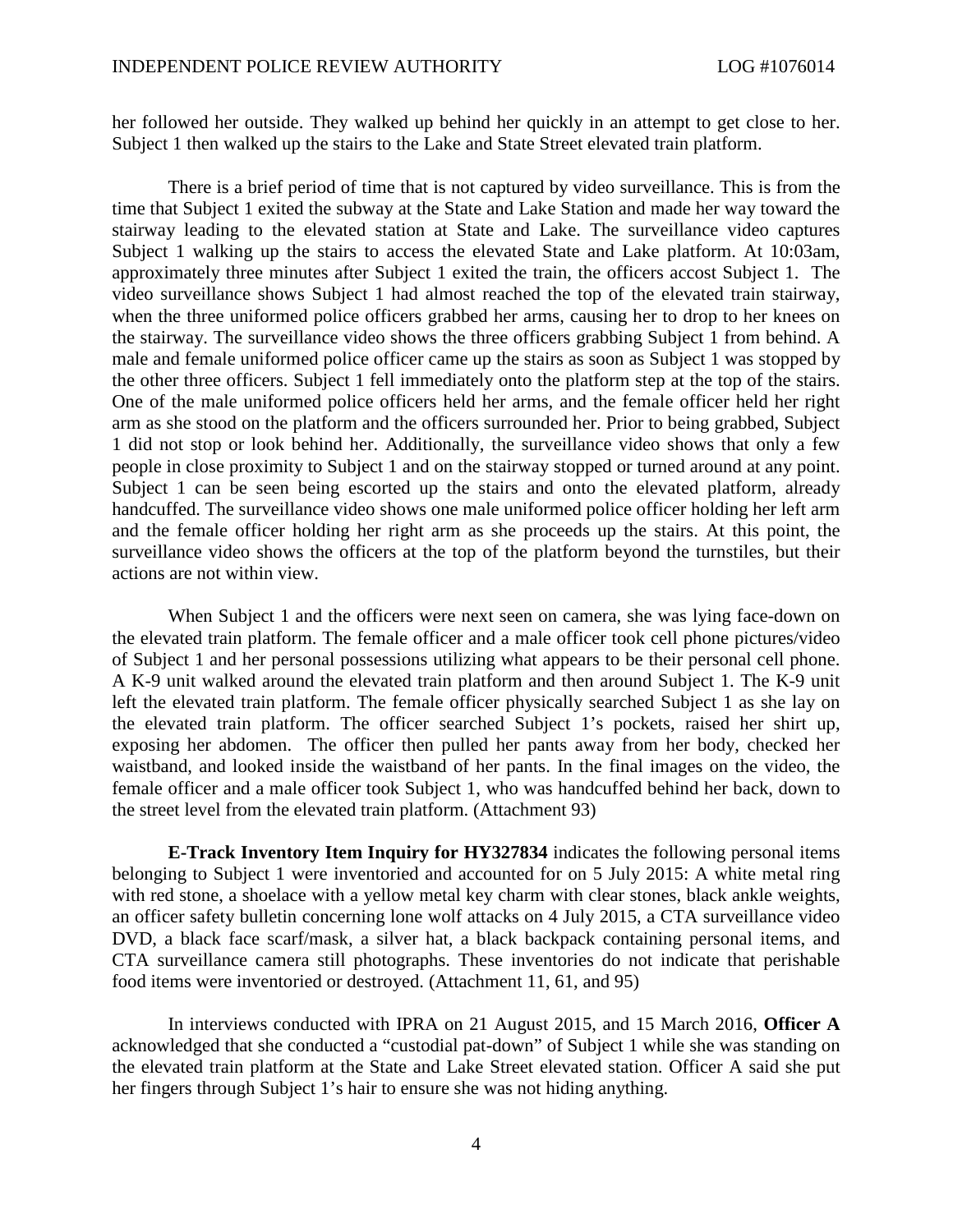her followed her outside. They walked up behind her quickly in an attempt to get close to her. Subject 1 then walked up the stairs to the Lake and State Street elevated train platform.

There is a brief period of time that is not captured by video surveillance. This is from the time that Subject 1 exited the subway at the State and Lake Station and made her way toward the stairway leading to the elevated station at State and Lake. The surveillance video captures Subject 1 walking up the stairs to access the elevated State and Lake platform. At 10:03am, approximately three minutes after Subject 1 exited the train, the officers accost Subject 1. The video surveillance shows Subject 1 had almost reached the top of the elevated train stairway, when the three uniformed police officers grabbed her arms, causing her to drop to her knees on the stairway. The surveillance video shows the three officers grabbing Subject 1 from behind. A male and female uniformed police officer came up the stairs as soon as Subject 1 was stopped by the other three officers. Subject 1 fell immediately onto the platform step at the top of the stairs. One of the male uniformed police officers held her arms, and the female officer held her right arm as she stood on the platform and the officers surrounded her. Prior to being grabbed, Subject 1 did not stop or look behind her. Additionally, the surveillance video shows that only a few people in close proximity to Subject 1 and on the stairway stopped or turned around at any point. Subject 1 can be seen being escorted up the stairs and onto the elevated platform, already handcuffed. The surveillance video shows one male uniformed police officer holding her left arm and the female officer holding her right arm as she proceeds up the stairs. At this point, the surveillance video shows the officers at the top of the platform beyond the turnstiles, but their actions are not within view.

When Subject 1 and the officers were next seen on camera, she was lying face-down on the elevated train platform. The female officer and a male officer took cell phone pictures/video of Subject 1 and her personal possessions utilizing what appears to be their personal cell phone. A K-9 unit walked around the elevated train platform and then around Subject 1. The K-9 unit left the elevated train platform. The female officer physically searched Subject 1 as she lay on the elevated train platform. The officer searched Subject 1's pockets, raised her shirt up, exposing her abdomen. The officer then pulled her pants away from her body, checked her waistband, and looked inside the waistband of her pants. In the final images on the video, the female officer and a male officer took Subject 1, who was handcuffed behind her back, down to the street level from the elevated train platform. (Attachment 93)

**E-Track Inventory Item Inquiry for HY327834** indicates the following personal items belonging to Subject 1 were inventoried and accounted for on 5 July 2015: A white metal ring with red stone, a shoelace with a yellow metal key charm with clear stones, black ankle weights, an officer safety bulletin concerning lone wolf attacks on 4 July 2015, a CTA surveillance video DVD, a black face scarf/mask, a silver hat, a black backpack containing personal items, and CTA surveillance camera still photographs. These inventories do not indicate that perishable food items were inventoried or destroyed. (Attachment 11, 61, and 95)

In interviews conducted with IPRA on 21 August 2015, and 15 March 2016, **Officer A** acknowledged that she conducted a "custodial pat-down" of Subject 1 while she was standing on the elevated train platform at the State and Lake Street elevated station. Officer A said she put her fingers through Subject 1's hair to ensure she was not hiding anything.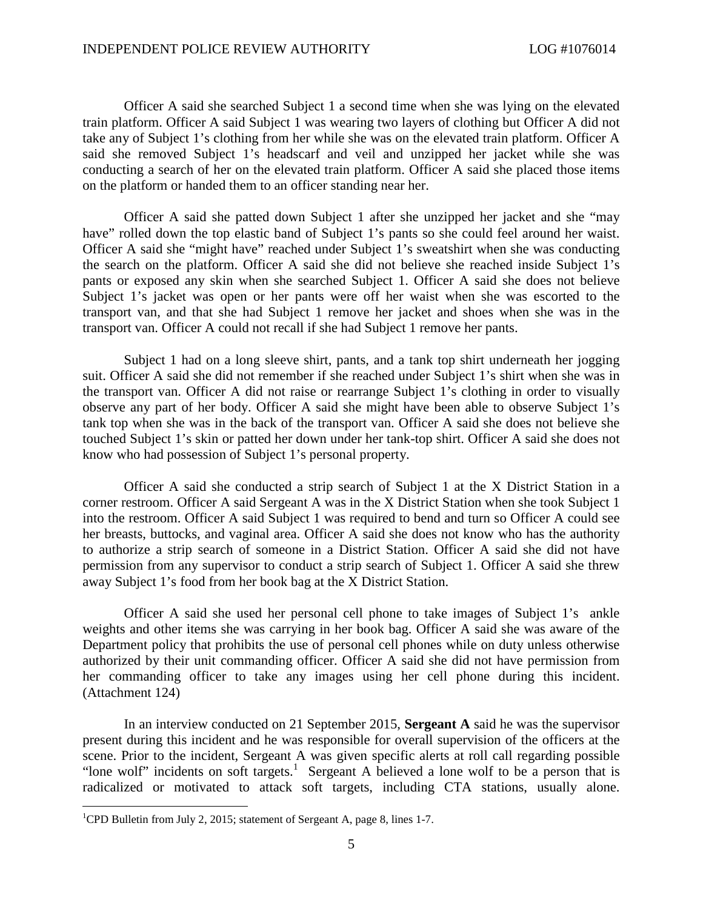Officer A said she searched Subject 1 a second time when she was lying on the elevated train platform. Officer A said Subject 1 was wearing two layers of clothing but Officer A did not take any of Subject 1's clothing from her while she was on the elevated train platform. Officer A said she removed Subject 1's headscarf and veil and unzipped her jacket while she was conducting a search of her on the elevated train platform. Officer A said she placed those items on the platform or handed them to an officer standing near her.

Officer A said she patted down Subject 1 after she unzipped her jacket and she "may have" rolled down the top elastic band of Subject 1's pants so she could feel around her waist. Officer A said she "might have" reached under Subject 1's sweatshirt when she was conducting the search on the platform. Officer A said she did not believe she reached inside Subject 1's pants or exposed any skin when she searched Subject 1. Officer A said she does not believe Subject 1's jacket was open or her pants were off her waist when she was escorted to the transport van, and that she had Subject 1 remove her jacket and shoes when she was in the transport van. Officer A could not recall if she had Subject 1 remove her pants.

Subject 1 had on a long sleeve shirt, pants, and a tank top shirt underneath her jogging suit. Officer A said she did not remember if she reached under Subject 1's shirt when she was in the transport van. Officer A did not raise or rearrange Subject 1's clothing in order to visually observe any part of her body. Officer A said she might have been able to observe Subject 1's tank top when she was in the back of the transport van. Officer A said she does not believe she touched Subject 1's skin or patted her down under her tank-top shirt. Officer A said she does not know who had possession of Subject 1's personal property.

Officer A said she conducted a strip search of Subject 1 at the X District Station in a corner restroom. Officer A said Sergeant A was in the X District Station when she took Subject 1 into the restroom. Officer A said Subject 1 was required to bend and turn so Officer A could see her breasts, buttocks, and vaginal area. Officer A said she does not know who has the authority to authorize a strip search of someone in a District Station. Officer A said she did not have permission from any supervisor to conduct a strip search of Subject 1. Officer A said she threw away Subject 1's food from her book bag at the X District Station.

Officer A said she used her personal cell phone to take images of Subject 1's ankle weights and other items she was carrying in her book bag. Officer A said she was aware of the Department policy that prohibits the use of personal cell phones while on duty unless otherwise authorized by their unit commanding officer. Officer A said she did not have permission from her commanding officer to take any images using her cell phone during this incident. (Attachment 124)

In an interview conducted on 21 September 2015, **Sergeant A** said he was the supervisor present during this incident and he was responsible for overall supervision of the officers at the scene. Prior to the incident, Sergeant A was given specific alerts at roll call regarding possible "lone wolf" incidents on soft targets.[1] Sergeant A believed a lone wolf to be a person that is radicalized or motivated to attack soft targets, including CTA stations, usually alone.

[1] CPD Bulletin from July 2, 2015; statement of Sergeant A, page 8, lines 1-7.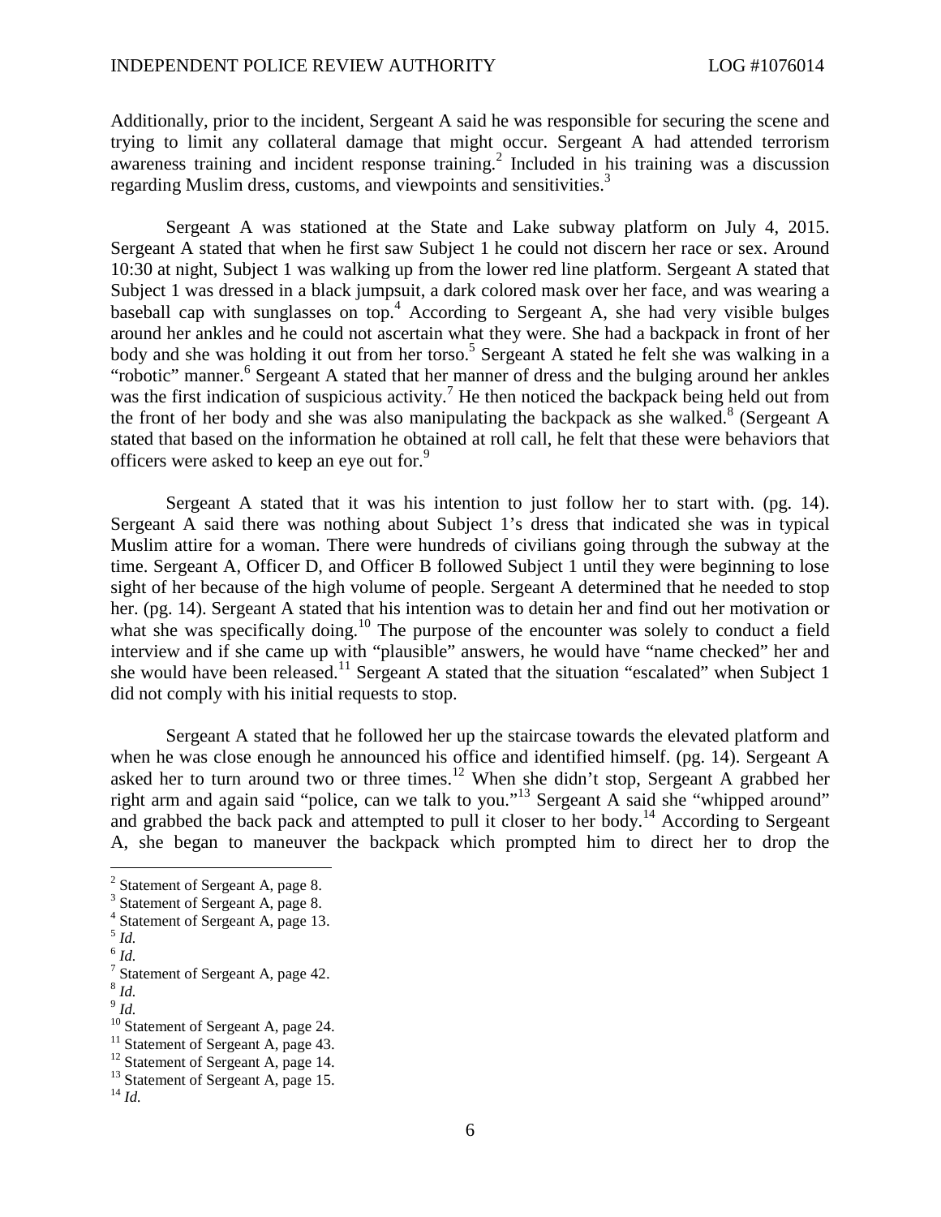Additionally, prior to the incident, Sergeant A said he was responsible for securing the scene and trying to limit any collateral damage that might occur. Sergeant A had attended terrorism awareness training and incident response training.[2] Included in his training was a discussion regarding Muslim dress, customs, and viewpoints and sensitivities.[3]

Sergeant A was stationed at the State and Lake subway platform on July 4, 2015. Sergeant A stated that when he first saw Subject 1 he could not discern her race or sex. Around 10:30 at night, Subject 1 was walking up from the lower red line platform. Sergeant A stated that Subject 1 was dressed in a black jumpsuit, a dark colored mask over her face, and was wearing a baseball cap with sunglasses on top.[4] According to Sergeant A, she had very visible bulges around her ankles and he could not ascertain what they were. She had a backpack in front of her body and she was holding it out from her torso.[5] Sergeant A stated he felt she was walking in a "robotic" manner.[6] Sergeant A stated that her manner of dress and the bulging around her ankles was the first indication of suspicious activity.[7] He then noticed the backpack being held out from the front of her body and she was also manipulating the backpack as she walked.[8] (Sergeant A stated that based on the information he obtained at roll call, he felt that these were behaviors that officers were asked to keep an eye out for.[9]

Sergeant A stated that it was his intention to just follow her to start with. (pg. 14). Sergeant A said there was nothing about Subject 1's dress that indicated she was in typical Muslim attire for a woman. There were hundreds of civilians going through the subway at the time. Sergeant A, Officer D, and Officer B followed Subject 1 until they were beginning to lose sight of her because of the high volume of people. Sergeant A determined that he needed to stop her. (pg. 14). Sergeant A stated that his intention was to detain her and find out her motivation or what she was specifically doing.[10] The purpose of the encounter was solely to conduct a field interview and if she came up with "plausible" answers, he would have "name checked" her and she would have been released.[11] Sergeant A stated that the situation "escalated" when Subject 1 did not comply with his initial requests to stop.

Sergeant A stated that he followed her up the staircase towards the elevated platform and when he was close enough he announced his office and identified himself. (pg. 14). Sergeant A asked her to turn around two or three times.[12] When she didn't stop, Sergeant A grabbed her right arm and again said "police, can we talk to you."[13] Sergeant A said she "whipped around" and grabbed the back pack and attempted to pull it closer to her body.[14] According to Sergeant A, she began to maneuver the backpack which prompted him to direct her to drop the

---

[2] Statement of Sergeant A, page 8.
[3] Statement of Sergeant A, page 8.
[4] Statement of Sergeant A, page 13.
[5] *Id.*
[6] *Id.*
[7] Statement of Sergeant A, page 42.
[8] *Id.*
[9] *Id.*
[10] Statement of Sergeant A, page 24.
[11] Statement of Sergeant A, page 43.
[12] Statement of Sergeant A, page 14.
[13] Statement of Sergeant A, page 15.
[14] *Id.*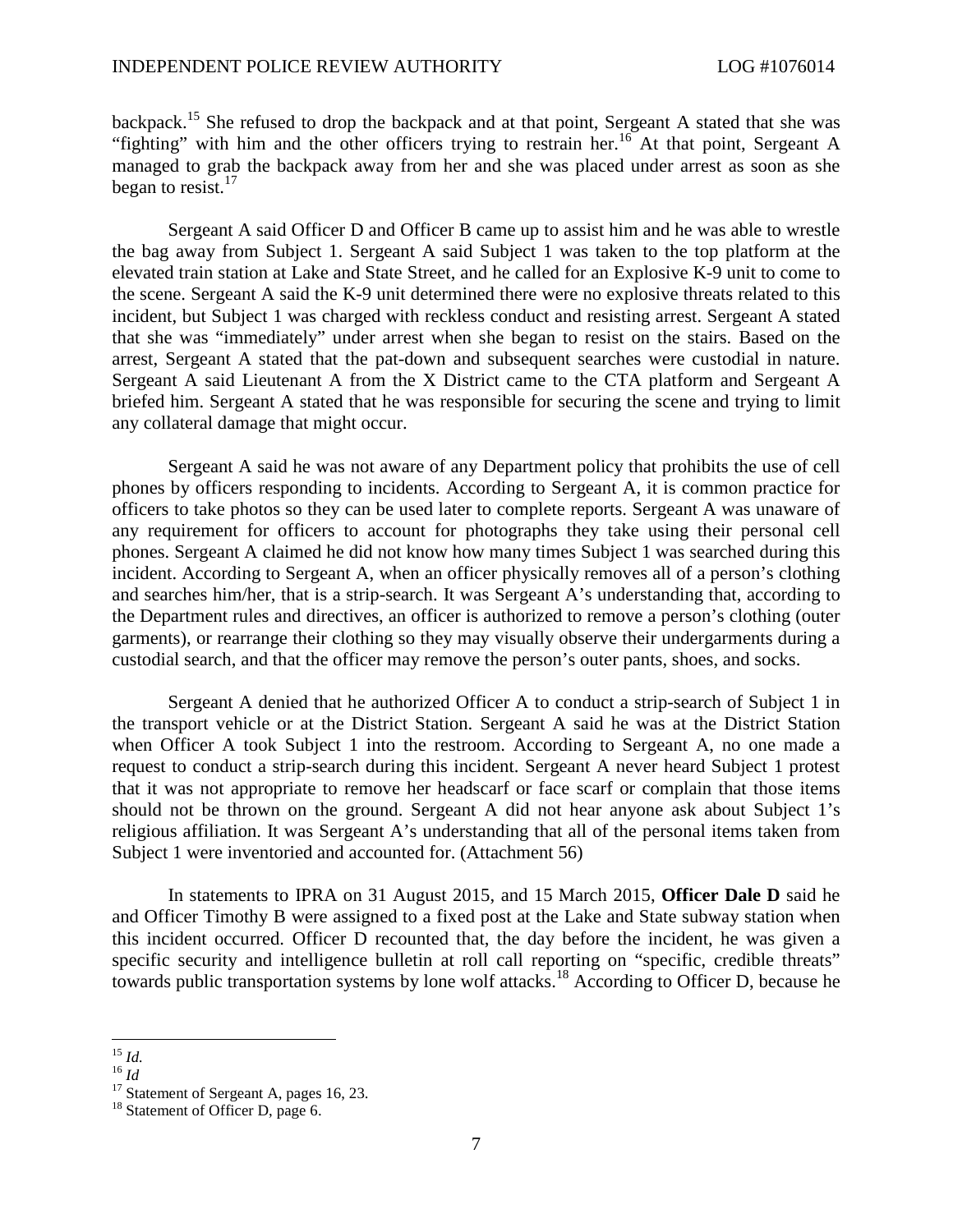backpack.[15] She refused to drop the backpack and at that point, Sergeant A stated that she was "fighting" with him and the other officers trying to restrain her.[16] At that point, Sergeant A managed to grab the backpack away from her and she was placed under arrest as soon as she began to resist.[17]

Sergeant A said Officer D and Officer B came up to assist him and he was able to wrestle the bag away from Subject 1. Sergeant A said Subject 1 was taken to the top platform at the elevated train station at Lake and State Street, and he called for an Explosive K-9 unit to come to the scene. Sergeant A said the K-9 unit determined there were no explosive threats related to this incident, but Subject 1 was charged with reckless conduct and resisting arrest. Sergeant A stated that she was "immediately" under arrest when she began to resist on the stairs. Based on the arrest, Sergeant A stated that the pat-down and subsequent searches were custodial in nature. Sergeant A said Lieutenant A from the X District came to the CTA platform and Sergeant A briefed him. Sergeant A stated that he was responsible for securing the scene and trying to limit any collateral damage that might occur.

Sergeant A said he was not aware of any Department policy that prohibits the use of cell phones by officers responding to incidents. According to Sergeant A, it is common practice for officers to take photos so they can be used later to complete reports. Sergeant A was unaware of any requirement for officers to account for photographs they take using their personal cell phones. Sergeant A claimed he did not know how many times Subject 1 was searched during this incident. According to Sergeant A, when an officer physically removes all of a person's clothing and searches him/her, that is a strip-search. It was Sergeant A's understanding that, according to the Department rules and directives, an officer is authorized to remove a person's clothing (outer garments), or rearrange their clothing so they may visually observe their undergarments during a custodial search, and that the officer may remove the person's outer pants, shoes, and socks.

Sergeant A denied that he authorized Officer A to conduct a strip-search of Subject 1 in the transport vehicle or at the District Station. Sergeant A said he was at the District Station when Officer A took Subject 1 into the restroom. According to Sergeant A, no one made a request to conduct a strip-search during this incident. Sergeant A never heard Subject 1 protest that it was not appropriate to remove her headscarf or face scarf or complain that those items should not be thrown on the ground. Sergeant A did not hear anyone ask about Subject 1's religious affiliation. It was Sergeant A's understanding that all of the personal items taken from Subject 1 were inventoried and accounted for. (Attachment 56)

In statements to IPRA on 31 August 2015, and 15 March 2015, **Officer Dale D** said he and Officer Timothy B were assigned to a fixed post at the Lake and State subway station when this incident occurred. Officer D recounted that, the day before the incident, he was given a specific security and intelligence bulletin at roll call reporting on "specific, credible threats" towards public transportation systems by lone wolf attacks.[18] According to Officer D, because he

---

[15] *Id.*
[16] *Id*
[17] Statement of Sergeant A, pages 16, 23.
[18] Statement of Officer D, page 6.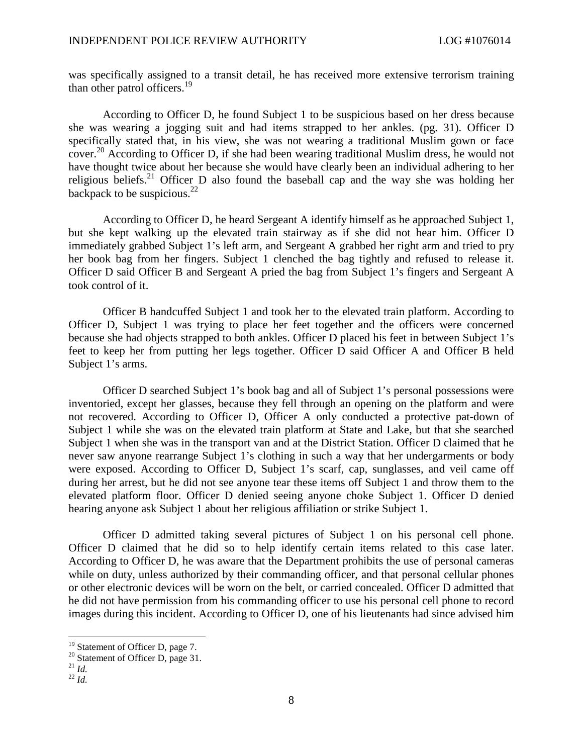was specifically assigned to a transit detail, he has received more extensive terrorism training than other patrol officers.[19]

According to Officer D, he found Subject 1 to be suspicious based on her dress because she was wearing a jogging suit and had items strapped to her ankles. (pg. 31). Officer D specifically stated that, in his view, she was not wearing a traditional Muslim gown or face cover.[20] According to Officer D, if she had been wearing traditional Muslim dress, he would not have thought twice about her because she would have clearly been an individual adhering to her religious beliefs.[21] Officer D also found the baseball cap and the way she was holding her backpack to be suspicious.[22]

According to Officer D, he heard Sergeant A identify himself as he approached Subject 1, but she kept walking up the elevated train stairway as if she did not hear him. Officer D immediately grabbed Subject 1's left arm, and Sergeant A grabbed her right arm and tried to pry her book bag from her fingers. Subject 1 clenched the bag tightly and refused to release it. Officer D said Officer B and Sergeant A pried the bag from Subject 1's fingers and Sergeant A took control of it.

Officer B handcuffed Subject 1 and took her to the elevated train platform. According to Officer D, Subject 1 was trying to place her feet together and the officers were concerned because she had objects strapped to both ankles. Officer D placed his feet in between Subject 1's feet to keep her from putting her legs together. Officer D said Officer A and Officer B held Subject 1's arms.

Officer D searched Subject 1's book bag and all of Subject 1's personal possessions were inventoried, except her glasses, because they fell through an opening on the platform and were not recovered. According to Officer D, Officer A only conducted a protective pat-down of Subject 1 while she was on the elevated train platform at State and Lake, but that she searched Subject 1 when she was in the transport van and at the District Station. Officer D claimed that he never saw anyone rearrange Subject 1's clothing in such a way that her undergarments or body were exposed. According to Officer D, Subject 1's scarf, cap, sunglasses, and veil came off during her arrest, but he did not see anyone tear these items off Subject 1 and throw them to the elevated platform floor. Officer D denied seeing anyone choke Subject 1. Officer D denied hearing anyone ask Subject 1 about her religious affiliation or strike Subject 1.

Officer D admitted taking several pictures of Subject 1 on his personal cell phone. Officer D claimed that he did so to help identify certain items related to this case later. According to Officer D, he was aware that the Department prohibits the use of personal cameras while on duty, unless authorized by their commanding officer, and that personal cellular phones or other electronic devices will be worn on the belt, or carried concealed. Officer D admitted that he did not have permission from his commanding officer to use his personal cell phone to record images during this incident. According to Officer D, one of his lieutenants had since advised him

---

[19] Statement of Officer D, page 7.

[20] Statement of Officer D, page 31.

[21] *Id.*

[22] *Id.*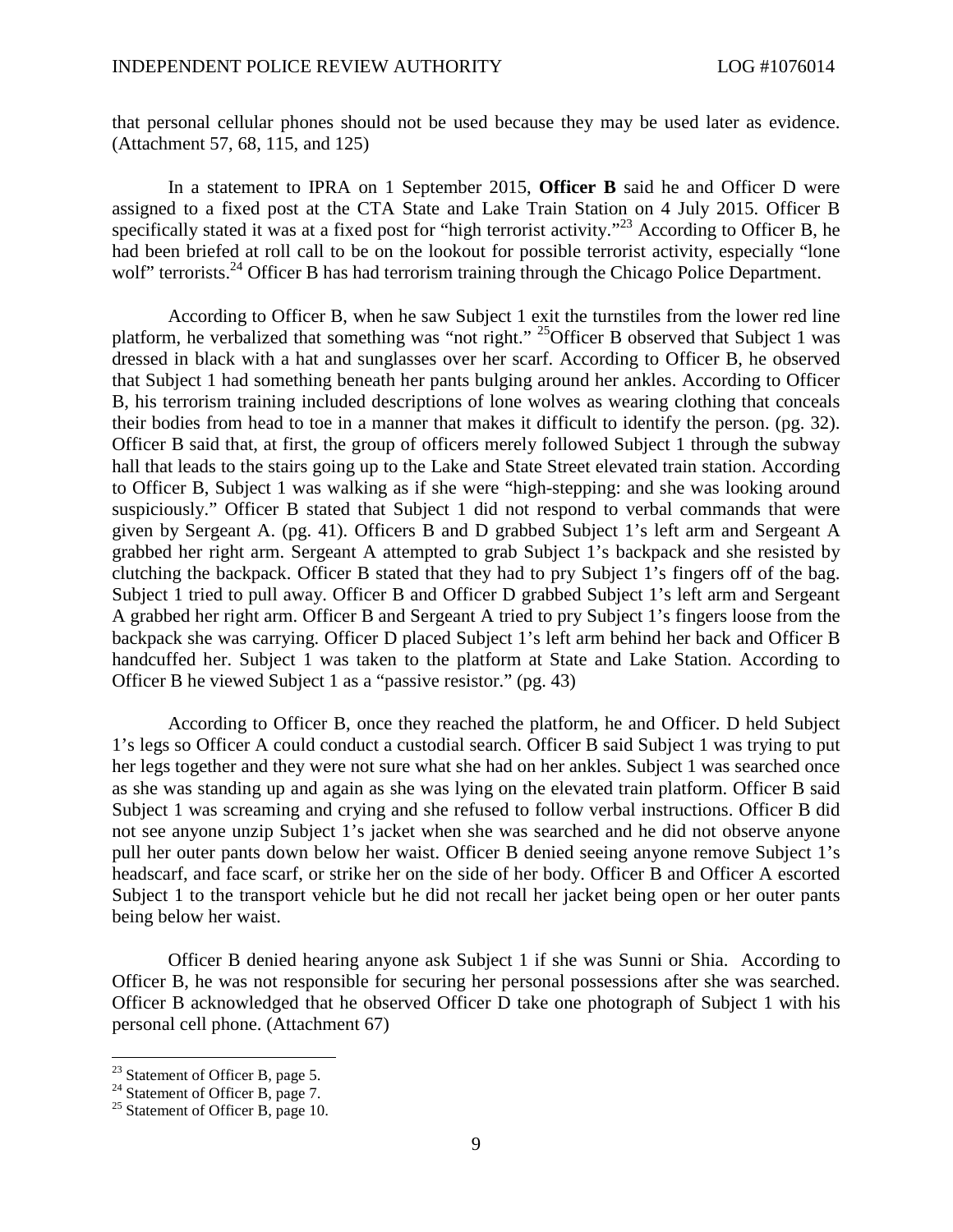that personal cellular phones should not be used because they may be used later as evidence. (Attachment 57, 68, 115, and 125)

In a statement to IPRA on 1 September 2015, **Officer B** said he and Officer D were assigned to a fixed post at the CTA State and Lake Train Station on 4 July 2015. Officer B specifically stated it was at a fixed post for "high terrorist activity."[23] According to Officer B, he had been briefed at roll call to be on the lookout for possible terrorist activity, especially "lone wolf" terrorists.[24] Officer B has had terrorism training through the Chicago Police Department.

According to Officer B, when he saw Subject 1 exit the turnstiles from the lower red line platform, he verbalized that something was "not right." [25]Officer B observed that Subject 1 was dressed in black with a hat and sunglasses over her scarf. According to Officer B, he observed that Subject 1 had something beneath her pants bulging around her ankles. According to Officer B, his terrorism training included descriptions of lone wolves as wearing clothing that conceals their bodies from head to toe in a manner that makes it difficult to identify the person. (pg. 32). Officer B said that, at first, the group of officers merely followed Subject 1 through the subway hall that leads to the stairs going up to the Lake and State Street elevated train station. According to Officer B, Subject 1 was walking as if she were "high-stepping: and she was looking around suspiciously." Officer B stated that Subject 1 did not respond to verbal commands that were given by Sergeant A. (pg. 41). Officers B and D grabbed Subject 1's left arm and Sergeant A grabbed her right arm. Sergeant A attempted to grab Subject 1's backpack and she resisted by clutching the backpack. Officer B stated that they had to pry Subject 1's fingers off of the bag. Subject 1 tried to pull away. Officer B and Officer D grabbed Subject 1's left arm and Sergeant A grabbed her right arm. Officer B and Sergeant A tried to pry Subject 1's fingers loose from the backpack she was carrying. Officer D placed Subject 1's left arm behind her back and Officer B handcuffed her. Subject 1 was taken to the platform at State and Lake Station. According to Officer B he viewed Subject 1 as a "passive resistor." (pg. 43)

According to Officer B, once they reached the platform, he and Officer. D held Subject 1's legs so Officer A could conduct a custodial search. Officer B said Subject 1 was trying to put her legs together and they were not sure what she had on her ankles. Subject 1 was searched once as she was standing up and again as she was lying on the elevated train platform. Officer B said Subject 1 was screaming and crying and she refused to follow verbal instructions. Officer B did not see anyone unzip Subject 1's jacket when she was searched and he did not observe anyone pull her outer pants down below her waist. Officer B denied seeing anyone remove Subject 1's headscarf, and face scarf, or strike her on the side of her body. Officer B and Officer A escorted Subject 1 to the transport vehicle but he did not recall her jacket being open or her outer pants being below her waist.

Officer B denied hearing anyone ask Subject 1 if she was Sunni or Shia. According to Officer B, he was not responsible for securing her personal possessions after she was searched. Officer B acknowledged that he observed Officer D take one photograph of Subject 1 with his personal cell phone. (Attachment 67)

---

[23] Statement of Officer B, page 5.

[24] Statement of Officer B, page 7.

[25] Statement of Officer B, page 10.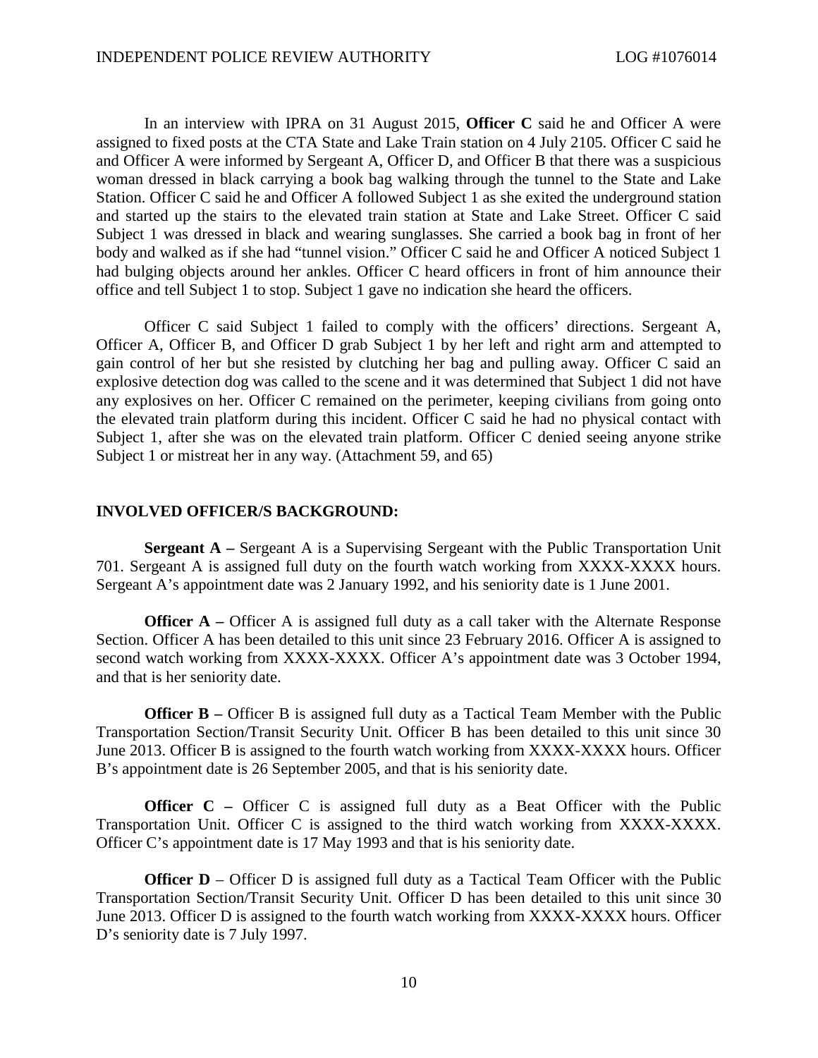In an interview with IPRA on 31 August 2015, **Officer C** said he and Officer A were assigned to fixed posts at the CTA State and Lake Train station on 4 July 2105. Officer C said he and Officer A were informed by Sergeant A, Officer D, and Officer B that there was a suspicious woman dressed in black carrying a book bag walking through the tunnel to the State and Lake Station. Officer C said he and Officer A followed Subject 1 as she exited the underground station and started up the stairs to the elevated train station at State and Lake Street. Officer C said Subject 1 was dressed in black and wearing sunglasses. She carried a book bag in front of her body and walked as if she had "tunnel vision." Officer C said he and Officer A noticed Subject 1 had bulging objects around her ankles. Officer C heard officers in front of him announce their office and tell Subject 1 to stop. Subject 1 gave no indication she heard the officers.

Officer C said Subject 1 failed to comply with the officers' directions. Sergeant A, Officer A, Officer B, and Officer D grab Subject 1 by her left and right arm and attempted to gain control of her but she resisted by clutching her bag and pulling away. Officer C said an explosive detection dog was called to the scene and it was determined that Subject 1 did not have any explosives on her. Officer C remained on the perimeter, keeping civilians from going onto the elevated train platform during this incident. Officer C said he had no physical contact with Subject 1, after she was on the elevated train platform. Officer C denied seeing anyone strike Subject 1 or mistreat her in any way. (Attachment 59, and 65)

## INVOLVED OFFICER/S BACKGROUND:

**Sergeant A –** Sergeant A is a Supervising Sergeant with the Public Transportation Unit 701. Sergeant A is assigned full duty on the fourth watch working from XXXX-XXXX hours. Sergeant A's appointment date was 2 January 1992, and his seniority date is 1 June 2001.

**Officer A –** Officer A is assigned full duty as a call taker with the Alternate Response Section. Officer A has been detailed to this unit since 23 February 2016. Officer A is assigned to second watch working from XXXX-XXXX. Officer A's appointment date was 3 October 1994, and that is her seniority date.

**Officer B –** Officer B is assigned full duty as a Tactical Team Member with the Public Transportation Section/Transit Security Unit. Officer B has been detailed to this unit since 30 June 2013. Officer B is assigned to the fourth watch working from XXXX-XXXX hours. Officer B's appointment date is 26 September 2005, and that is his seniority date.

**Officer C –** Officer C is assigned full duty as a Beat Officer with the Public Transportation Unit. Officer C is assigned to the third watch working from XXXX-XXXX. Officer C's appointment date is 17 May 1993 and that is his seniority date.

**Officer D** – Officer D is assigned full duty as a Tactical Team Officer with the Public Transportation Section/Transit Security Unit. Officer D has been detailed to this unit since 30 June 2013. Officer D is assigned to the fourth watch working from XXXX-XXXX hours. Officer D's seniority date is 7 July 1997.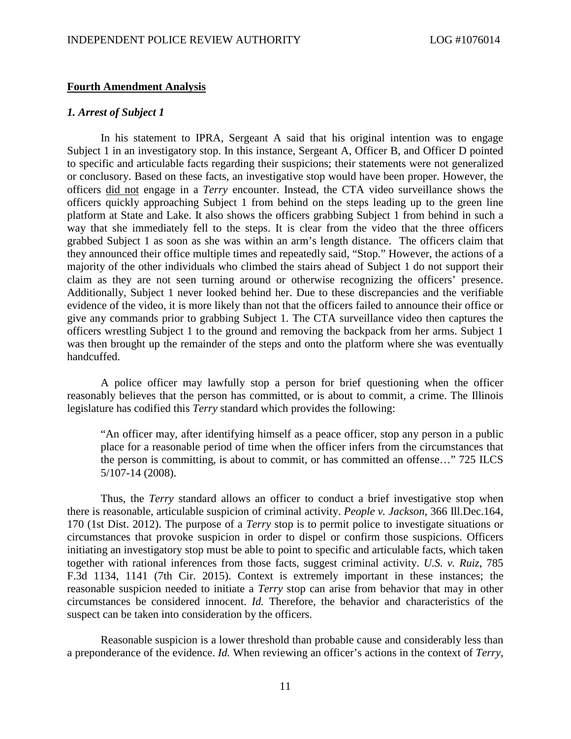**Fourth Amendment Analysis**

***1. Arrest of Subject 1***

In his statement to IPRA, Sergeant A said that his original intention was to engage Subject 1 in an investigatory stop. In this instance, Sergeant A, Officer B, and Officer D pointed to specific and articulable facts regarding their suspicions; their statements were not generalized or conclusory. Based on these facts, an investigative stop would have been proper. However, the officers <u>did not</u> engage in a *Terry* encounter. Instead, the CTA video surveillance shows the officers quickly approaching Subject 1 from behind on the steps leading up to the green line platform at State and Lake. It also shows the officers grabbing Subject 1 from behind in such a way that she immediately fell to the steps. It is clear from the video that the three officers grabbed Subject 1 as soon as she was within an arm's length distance. The officers claim that they announced their office multiple times and repeatedly said, "Stop." However, the actions of a majority of the other individuals who climbed the stairs ahead of Subject 1 do not support their claim as they are not seen turning around or otherwise recognizing the officers' presence. Additionally, Subject 1 never looked behind her. Due to these discrepancies and the verifiable evidence of the video, it is more likely than not that the officers failed to announce their office or give any commands prior to grabbing Subject 1. The CTA surveillance video then captures the officers wrestling Subject 1 to the ground and removing the backpack from her arms. Subject 1 was then brought up the remainder of the steps and onto the platform where she was eventually handcuffed.

A police officer may lawfully stop a person for brief questioning when the officer reasonably believes that the person has committed, or is about to commit, a crime. The Illinois legislature has codified this *Terry* standard which provides the following:

> "An officer may, after identifying himself as a peace officer, stop any person in a public place for a reasonable period of time when the officer infers from the circumstances that the person is committing, is about to commit, or has committed an offense…" 725 ILCS 5/107-14 (2008).

Thus, the *Terry* standard allows an officer to conduct a brief investigative stop when there is reasonable, articulable suspicion of criminal activity. *People v. Jackson*, 366 Ill.Dec.164, 170 (1st Dist. 2012). The purpose of a *Terry* stop is to permit police to investigate situations or circumstances that provoke suspicion in order to dispel or confirm those suspicions. Officers initiating an investigatory stop must be able to point to specific and articulable facts, which taken together with rational inferences from those facts, suggest criminal activity. *U.S. v. Ruiz*, 785 F.3d 1134, 1141 (7th Cir. 2015). Context is extremely important in these instances; the reasonable suspicion needed to initiate a *Terry* stop can arise from behavior that may in other circumstances be considered innocent. *Id.* Therefore, the behavior and characteristics of the suspect can be taken into consideration by the officers.

Reasonable suspicion is a lower threshold than probable cause and considerably less than a preponderance of the evidence. *Id.* When reviewing an officer's actions in the context of *Terry*,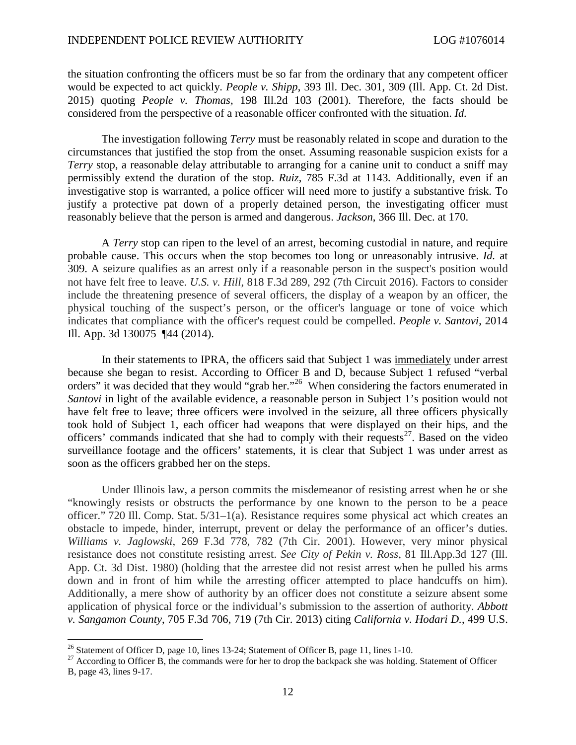the situation confronting the officers must be so far from the ordinary that any competent officer would be expected to act quickly. *People v. Shipp*, 393 Ill. Dec. 301, 309 (Ill. App. Ct. 2d Dist. 2015) quoting *People v. Thomas*, 198 Ill.2d 103 (2001). Therefore, the facts should be considered from the perspective of a reasonable officer confronted with the situation. *Id.*

The investigation following *Terry* must be reasonably related in scope and duration to the circumstances that justified the stop from the onset. Assuming reasonable suspicion exists for a *Terry* stop, a reasonable delay attributable to arranging for a canine unit to conduct a sniff may permissibly extend the duration of the stop. *Ruiz*, 785 F.3d at 1143. Additionally, even if an investigative stop is warranted, a police officer will need more to justify a substantive frisk. To justify a protective pat down of a properly detained person, the investigating officer must reasonably believe that the person is armed and dangerous. *Jackson*, 366 Ill. Dec. at 170.

A *Terry* stop can ripen to the level of an arrest, becoming custodial in nature, and require probable cause. This occurs when the stop becomes too long or unreasonably intrusive. *Id.* at 309. A seizure qualifies as an arrest only if a reasonable person in the suspect's position would not have felt free to leave. *U.S. v. Hill*, 818 F.3d 289, 292 (7th Circuit 2016). Factors to consider include the threatening presence of several officers, the display of a weapon by an officer, the physical touching of the suspect's person, or the officer's language or tone of voice which indicates that compliance with the officer's request could be compelled. *People v. Santovi*, 2014 Ill. App. 3d 130075 ¶44 (2014).

In their statements to IPRA, the officers said that Subject 1 was <u>immediately</u> under arrest because she began to resist. According to Officer B and D, because Subject 1 refused "verbal orders" it was decided that they would "grab her."[26] When considering the factors enumerated in *Santovi* in light of the available evidence, a reasonable person in Subject 1's position would not have felt free to leave; three officers were involved in the seizure, all three officers physically took hold of Subject 1, each officer had weapons that were displayed on their hips, and the officers' commands indicated that she had to comply with their requests[27]. Based on the video surveillance footage and the officers' statements, it is clear that Subject 1 was under arrest as soon as the officers grabbed her on the steps.

Under Illinois law, a person commits the misdemeanor of resisting arrest when he or she "knowingly resists or obstructs the performance by one known to the person to be a peace officer." 720 Ill. Comp. Stat. 5/31–1(a). Resistance requires some physical act which creates an obstacle to impede, hinder, interrupt, prevent or delay the performance of an officer's duties. *Williams v. Jaglowski*, 269 F.3d 778, 782 (7th Cir. 2001). However, very minor physical resistance does not constitute resisting arrest. *See City of Pekin v. Ross*, 81 Ill.App.3d 127 (Ill. App. Ct. 3d Dist. 1980) (holding that the arrestee did not resist arrest when he pulled his arms down and in front of him while the arresting officer attempted to place handcuffs on him). Additionally, a mere show of authority by an officer does not constitute a seizure absent some application of physical force or the individual's submission to the assertion of authority. *Abbott v. Sangamon County*, 705 F.3d 706, 719 (7th Cir. 2013) citing *California v. Hodari D.*, 499 U.S.

---

[26] Statement of Officer D, page 10, lines 13-24; Statement of Officer B, page 11, lines 1-10.

[27] According to Officer B, the commands were for her to drop the backpack she was holding. Statement of Officer B, page 43, lines 9-17.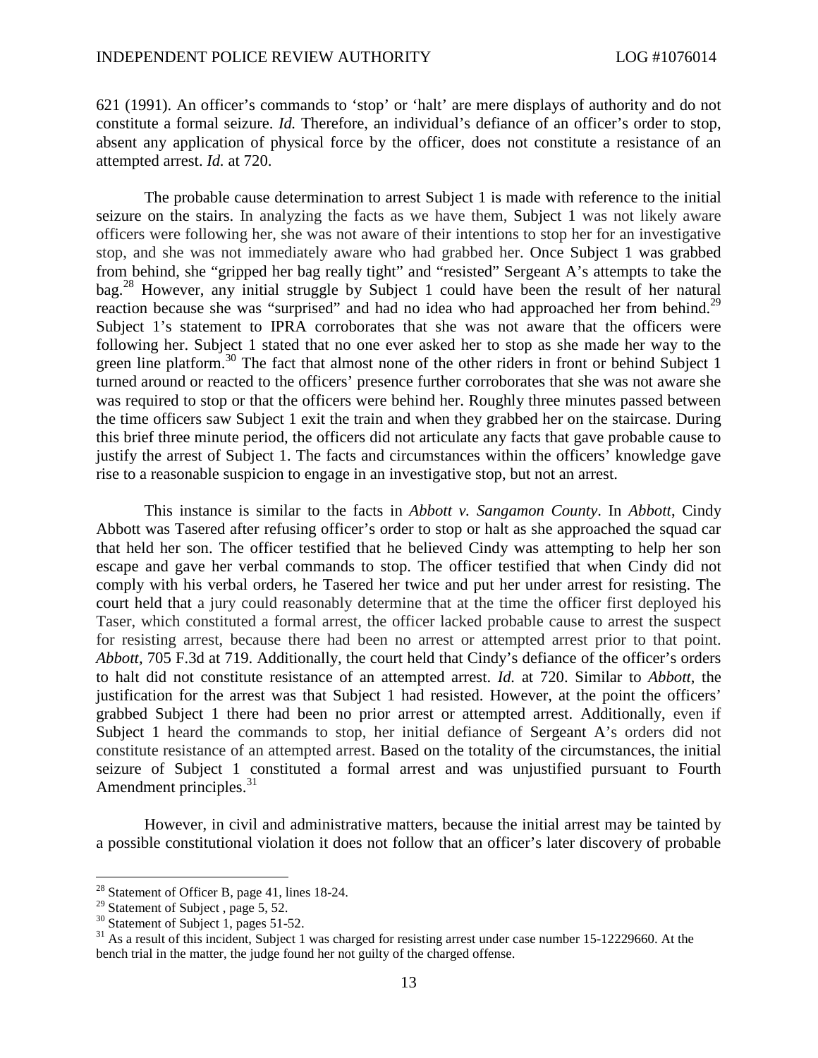621 (1991). An officer's commands to 'stop' or 'halt' are mere displays of authority and do not constitute a formal seizure. *Id.* Therefore, an individual's defiance of an officer's order to stop, absent any application of physical force by the officer, does not constitute a resistance of an attempted arrest. *Id.* at 720.

The probable cause determination to arrest Subject 1 is made with reference to the initial seizure on the stairs. In analyzing the facts as we have them, Subject 1 was not likely aware officers were following her, she was not aware of their intentions to stop her for an investigative stop, and she was not immediately aware who had grabbed her. Once Subject 1 was grabbed from behind, she "gripped her bag really tight" and "resisted" Sergeant A's attempts to take the bag.[28] However, any initial struggle by Subject 1 could have been the result of her natural reaction because she was "surprised" and had no idea who had approached her from behind.[29] Subject 1's statement to IPRA corroborates that she was not aware that the officers were following her. Subject 1 stated that no one ever asked her to stop as she made her way to the green line platform.[30] The fact that almost none of the other riders in front or behind Subject 1 turned around or reacted to the officers' presence further corroborates that she was not aware she was required to stop or that the officers were behind her. Roughly three minutes passed between the time officers saw Subject 1 exit the train and when they grabbed her on the staircase. During this brief three minute period, the officers did not articulate any facts that gave probable cause to justify the arrest of Subject 1. The facts and circumstances within the officers' knowledge gave rise to a reasonable suspicion to engage in an investigative stop, but not an arrest.

This instance is similar to the facts in *Abbott v. Sangamon County*. In *Abbott*, Cindy Abbott was Tasered after refusing officer's order to stop or halt as she approached the squad car that held her son. The officer testified that he believed Cindy was attempting to help her son escape and gave her verbal commands to stop. The officer testified that when Cindy did not comply with his verbal orders, he Tasered her twice and put her under arrest for resisting. The court held that a jury could reasonably determine that at the time the officer first deployed his Taser, which constituted a formal arrest, the officer lacked probable cause to arrest the suspect for resisting arrest, because there had been no arrest or attempted arrest prior to that point. *Abbott,* 705 F.3d at 719. Additionally, the court held that Cindy's defiance of the officer's orders to halt did not constitute resistance of an attempted arrest. *Id.* at 720. Similar to *Abbott*, the justification for the arrest was that Subject 1 had resisted. However, at the point the officers' grabbed Subject 1 there had been no prior arrest or attempted arrest. Additionally, even if Subject 1 heard the commands to stop, her initial defiance of Sergeant A's orders did not constitute resistance of an attempted arrest. Based on the totality of the circumstances, the initial seizure of Subject 1 constituted a formal arrest and was unjustified pursuant to Fourth Amendment principles.[31]

However, in civil and administrative matters, because the initial arrest may be tainted by a possible constitutional violation it does not follow that an officer's later discovery of probable

---

[28] Statement of Officer B, page 41, lines 18-24.

[29] Statement of Subject , page 5, 52.

[30] Statement of Subject 1, pages 51-52.

[31] As a result of this incident, Subject 1 was charged for resisting arrest under case number 15-12229660. At the bench trial in the matter, the judge found her not guilty of the charged offense.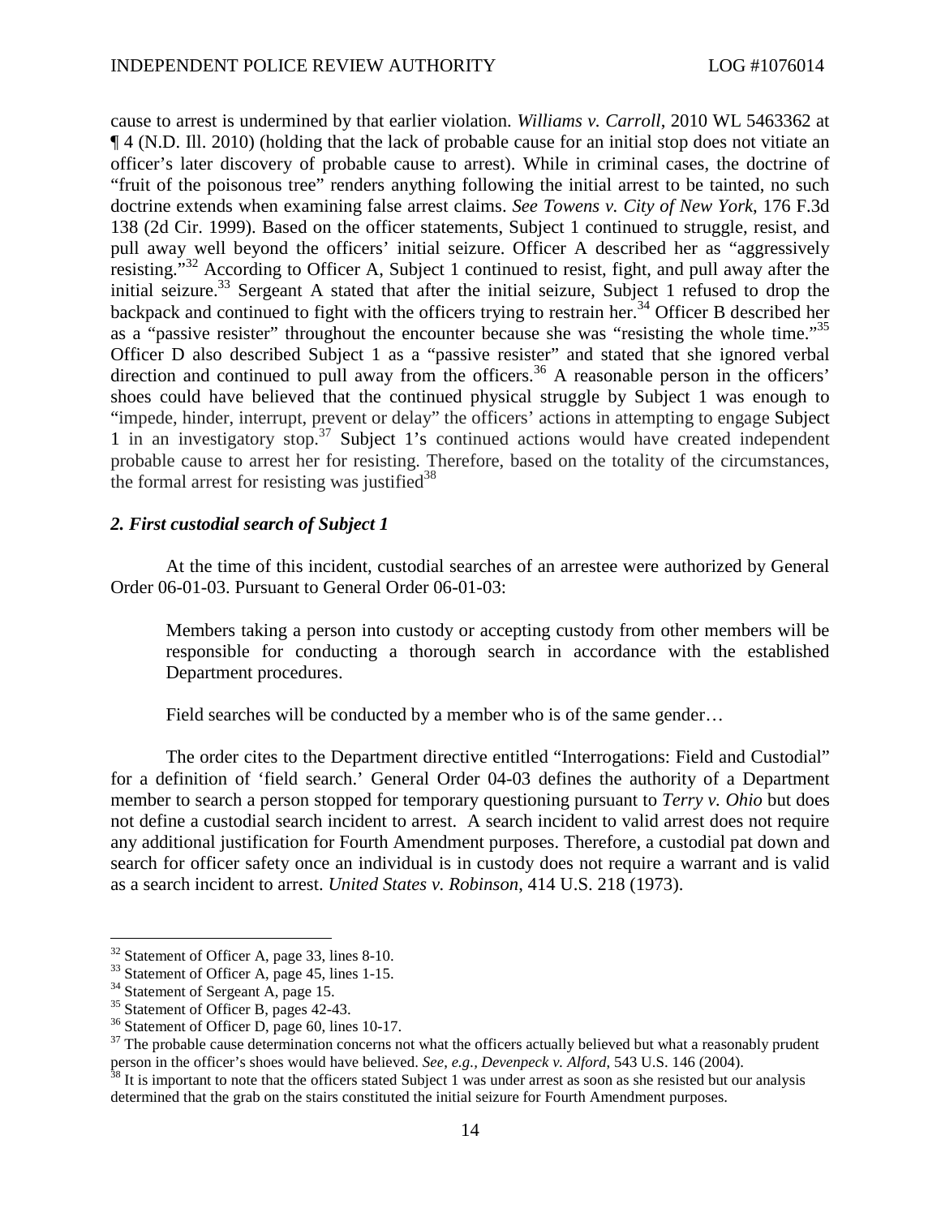cause to arrest is undermined by that earlier violation. *Williams v. Carroll*, 2010 WL 5463362 at ¶ 4 (N.D. Ill. 2010) (holding that the lack of probable cause for an initial stop does not vitiate an officer's later discovery of probable cause to arrest). While in criminal cases, the doctrine of "fruit of the poisonous tree" renders anything following the initial arrest to be tainted, no such doctrine extends when examining false arrest claims. *See Towens v. City of New York*, 176 F.3d 138 (2d Cir. 1999). Based on the officer statements, Subject 1 continued to struggle, resist, and pull away well beyond the officers' initial seizure. Officer A described her as "aggressively resisting."[32] According to Officer A, Subject 1 continued to resist, fight, and pull away after the initial seizure.[33] Sergeant A stated that after the initial seizure, Subject 1 refused to drop the backpack and continued to fight with the officers trying to restrain her.[34] Officer B described her as a "passive resister" throughout the encounter because she was "resisting the whole time."[35] Officer D also described Subject 1 as a "passive resister" and stated that she ignored verbal direction and continued to pull away from the officers.[36] A reasonable person in the officers' shoes could have believed that the continued physical struggle by Subject 1 was enough to "impede, hinder, interrupt, prevent or delay" the officers' actions in attempting to engage Subject 1 in an investigatory stop.[37] Subject 1's continued actions would have created independent probable cause to arrest her for resisting. Therefore, based on the totality of the circumstances, the formal arrest for resisting was justified[38]

### *2. First custodial search of Subject 1*

At the time of this incident, custodial searches of an arrestee were authorized by General Order 06-01-03. Pursuant to General Order 06-01-03:

> Members taking a person into custody or accepting custody from other members will be responsible for conducting a thorough search in accordance with the established Department procedures.
>
> Field searches will be conducted by a member who is of the same gender…

The order cites to the Department directive entitled "Interrogations: Field and Custodial" for a definition of 'field search.' General Order 04-03 defines the authority of a Department member to search a person stopped for temporary questioning pursuant to *Terry v. Ohio* but does not define a custodial search incident to arrest. A search incident to valid arrest does not require any additional justification for Fourth Amendment purposes. Therefore, a custodial pat down and search for officer safety once an individual is in custody does not require a warrant and is valid as a search incident to arrest. *United States v. Robinson*, 414 U.S. 218 (1973).

---

[32] Statement of Officer A, page 33, lines 8-10.

[33] Statement of Officer A, page 45, lines 1-15.

[34] Statement of Sergeant A, page 15.

[35] Statement of Officer B, pages 42-43.

[36] Statement of Officer D, page 60, lines 10-17.

[37] The probable cause determination concerns not what the officers actually believed but what a reasonably prudent person in the officer's shoes would have believed. *See, e.g., Devenpeck v. Alford*, 543 U.S. 146 (2004).

[38] It is important to note that the officers stated Subject 1 was under arrest as soon as she resisted but our analysis determined that the grab on the stairs constituted the initial seizure for Fourth Amendment purposes.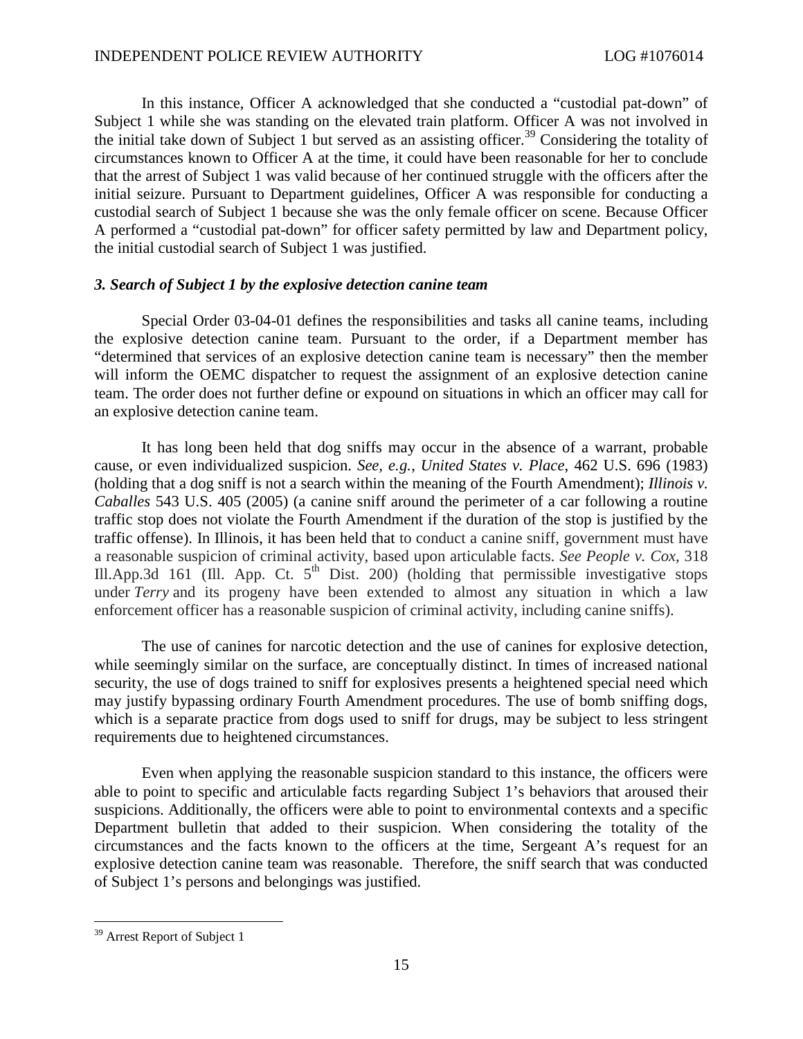In this instance, Officer A acknowledged that she conducted a "custodial pat-down" of Subject 1 while she was standing on the elevated train platform. Officer A was not involved in the initial take down of Subject 1 but served as an assisting officer.[39] Considering the totality of circumstances known to Officer A at the time, it could have been reasonable for her to conclude that the arrest of Subject 1 was valid because of her continued struggle with the officers after the initial seizure. Pursuant to Department guidelines, Officer A was responsible for conducting a custodial search of Subject 1 because she was the only female officer on scene. Because Officer A performed a "custodial pat-down" for officer safety permitted by law and Department policy, the initial custodial search of Subject 1 was justified.

### *3. Search of Subject 1 by the explosive detection canine team*

Special Order 03-04-01 defines the responsibilities and tasks all canine teams, including the explosive detection canine team. Pursuant to the order, if a Department member has "determined that services of an explosive detection canine team is necessary" then the member will inform the OEMC dispatcher to request the assignment of an explosive detection canine team. The order does not further define or expound on situations in which an officer may call for an explosive detection canine team.

It has long been held that dog sniffs may occur in the absence of a warrant, probable cause, or even individualized suspicion. *See, e.g.*, *United States v. Place*, 462 U.S. 696 (1983) (holding that a dog sniff is not a search within the meaning of the Fourth Amendment); *Illinois v. Caballes* 543 U.S. 405 (2005) (a canine sniff around the perimeter of a car following a routine traffic stop does not violate the Fourth Amendment if the duration of the stop is justified by the traffic offense). In Illinois, it has been held that to conduct a canine sniff, government must have a reasonable suspicion of criminal activity, based upon articulable facts. *See People v. Cox*, 318 Ill.App.3d 161 (Ill. App. Ct. 5th Dist. 200) (holding that permissible investigative stops under *Terry* and its progeny have been extended to almost any situation in which a law enforcement officer has a reasonable suspicion of criminal activity, including canine sniffs).

The use of canines for narcotic detection and the use of canines for explosive detection, while seemingly similar on the surface, are conceptually distinct. In times of increased national security, the use of dogs trained to sniff for explosives presents a heightened special need which may justify bypassing ordinary Fourth Amendment procedures. The use of bomb sniffing dogs, which is a separate practice from dogs used to sniff for drugs, may be subject to less stringent requirements due to heightened circumstances.

Even when applying the reasonable suspicion standard to this instance, the officers were able to point to specific and articulable facts regarding Subject 1's behaviors that aroused their suspicions. Additionally, the officers were able to point to environmental contexts and a specific Department bulletin that added to their suspicion. When considering the totality of the circumstances and the facts known to the officers at the time, Sergeant A's request for an explosive detection canine team was reasonable. Therefore, the sniff search that was conducted of Subject 1's persons and belongings was justified.

---

[39] Arrest Report of Subject 1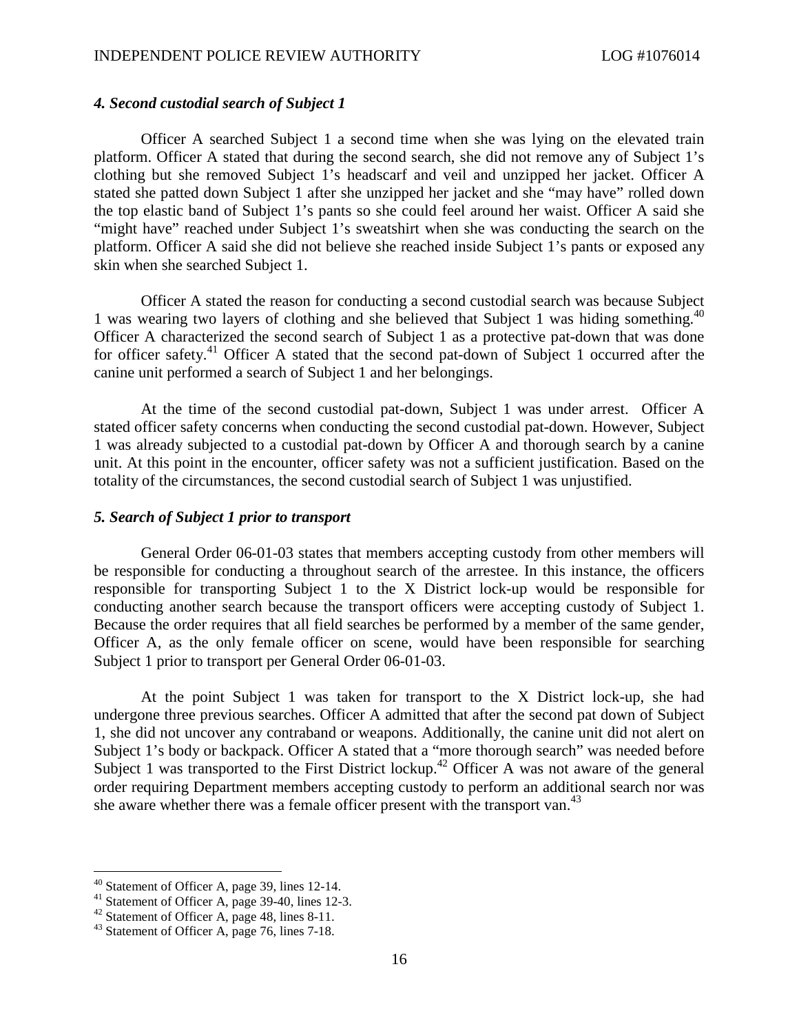### *4. Second custodial search of Subject 1*

Officer A searched Subject 1 a second time when she was lying on the elevated train platform. Officer A stated that during the second search, she did not remove any of Subject 1's clothing but she removed Subject 1's headscarf and veil and unzipped her jacket. Officer A stated she patted down Subject 1 after she unzipped her jacket and she "may have" rolled down the top elastic band of Subject 1's pants so she could feel around her waist. Officer A said she "might have" reached under Subject 1's sweatshirt when she was conducting the search on the platform. Officer A said she did not believe she reached inside Subject 1's pants or exposed any skin when she searched Subject 1.

Officer A stated the reason for conducting a second custodial search was because Subject 1 was wearing two layers of clothing and she believed that Subject 1 was hiding something.[40] Officer A characterized the second search of Subject 1 as a protective pat-down that was done for officer safety.[41] Officer A stated that the second pat-down of Subject 1 occurred after the canine unit performed a search of Subject 1 and her belongings.

At the time of the second custodial pat-down, Subject 1 was under arrest. Officer A stated officer safety concerns when conducting the second custodial pat-down. However, Subject 1 was already subjected to a custodial pat-down by Officer A and thorough search by a canine unit. At this point in the encounter, officer safety was not a sufficient justification. Based on the totality of the circumstances, the second custodial search of Subject 1 was unjustified.

### *5. Search of Subject 1 prior to transport*

General Order 06-01-03 states that members accepting custody from other members will be responsible for conducting a throughout search of the arrestee. In this instance, the officers responsible for transporting Subject 1 to the X District lock-up would be responsible for conducting another search because the transport officers were accepting custody of Subject 1. Because the order requires that all field searches be performed by a member of the same gender, Officer A, as the only female officer on scene, would have been responsible for searching Subject 1 prior to transport per General Order 06-01-03.

At the point Subject 1 was taken for transport to the X District lock-up, she had undergone three previous searches. Officer A admitted that after the second pat down of Subject 1, she did not uncover any contraband or weapons. Additionally, the canine unit did not alert on Subject 1's body or backpack. Officer A stated that a "more thorough search" was needed before Subject 1 was transported to the First District lockup.[42] Officer A was not aware of the general order requiring Department members accepting custody to perform an additional search nor was she aware whether there was a female officer present with the transport van.[43]

---

[40] Statement of Officer A, page 39, lines 12-14.
[41] Statement of Officer A, page 39-40, lines 12-3.
[42] Statement of Officer A, page 48, lines 8-11.
[43] Statement of Officer A, page 76, lines 7-18.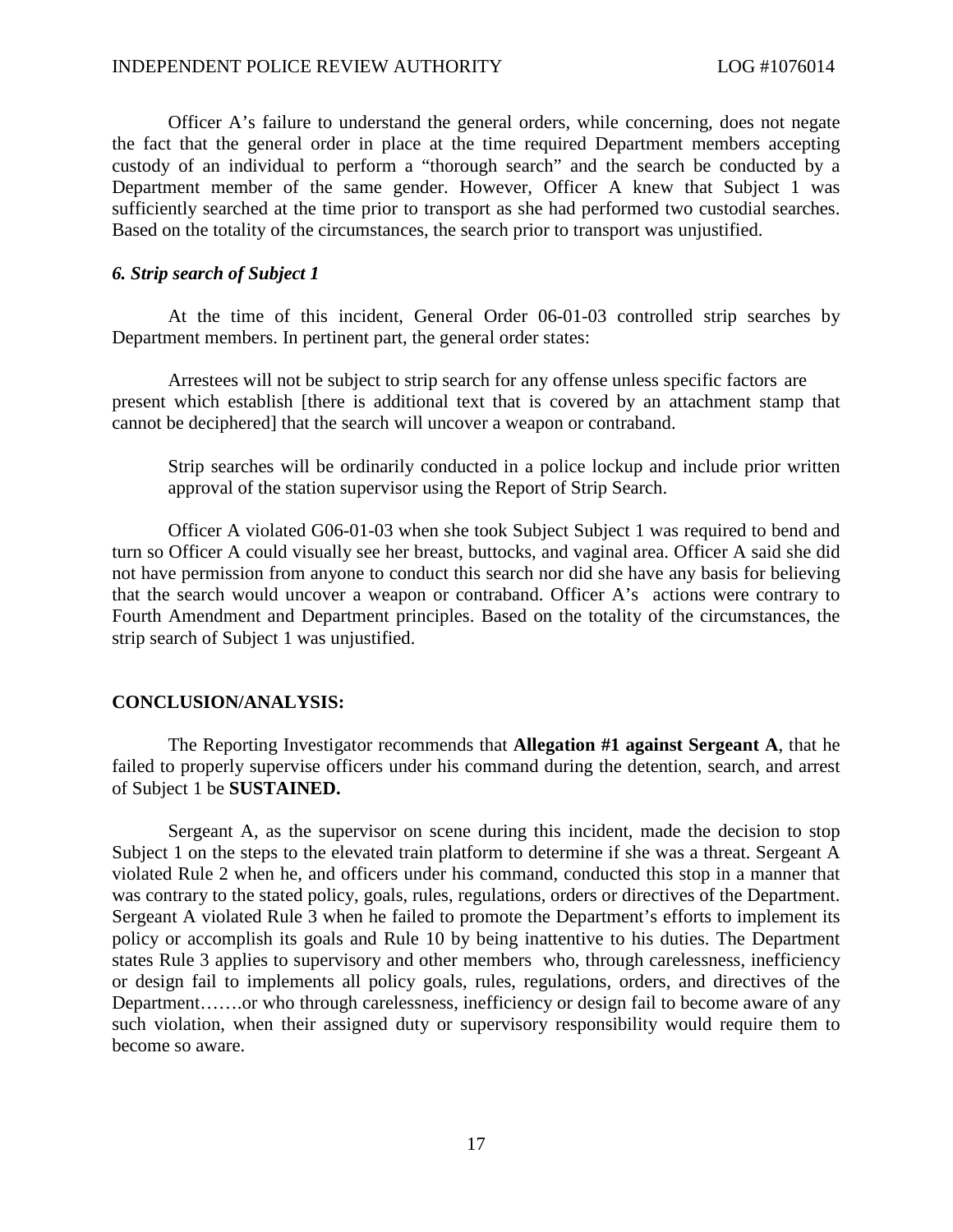Officer A's failure to understand the general orders, while concerning, does not negate the fact that the general order in place at the time required Department members accepting custody of an individual to perform a "thorough search" and the search be conducted by a Department member of the same gender. However, Officer A knew that Subject 1 was sufficiently searched at the time prior to transport as she had performed two custodial searches. Based on the totality of the circumstances, the search prior to transport was unjustified.

***6. Strip search of Subject 1***

At the time of this incident, General Order 06-01-03 controlled strip searches by Department members. In pertinent part, the general order states:

Arrestees will not be subject to strip search for any offense unless specific factors are present which establish [there is additional text that is covered by an attachment stamp that cannot be deciphered] that the search will uncover a weapon or contraband.

> Strip searches will be ordinarily conducted in a police lockup and include prior written approval of the station supervisor using the Report of Strip Search.

Officer A violated G06-01-03 when she took Subject Subject 1 was required to bend and turn so Officer A could visually see her breast, buttocks, and vaginal area. Officer A said she did not have permission from anyone to conduct this search nor did she have any basis for believing that the search would uncover a weapon or contraband. Officer A's actions were contrary to Fourth Amendment and Department principles. Based on the totality of the circumstances, the strip search of Subject 1 was unjustified.

## CONCLUSION/ANALYSIS:

The Reporting Investigator recommends that **Allegation #1 against Sergeant A**, that he failed to properly supervise officers under his command during the detention, search, and arrest of Subject 1 be **SUSTAINED.**

Sergeant A, as the supervisor on scene during this incident, made the decision to stop Subject 1 on the steps to the elevated train platform to determine if she was a threat. Sergeant A violated Rule 2 when he, and officers under his command, conducted this stop in a manner that was contrary to the stated policy, goals, rules, regulations, orders or directives of the Department. Sergeant A violated Rule 3 when he failed to promote the Department's efforts to implement its policy or accomplish its goals and Rule 10 by being inattentive to his duties. The Department states Rule 3 applies to supervisory and other members who, through carelessness, inefficiency or design fail to implements all policy goals, rules, regulations, orders, and directives of the Department…….or who through carelessness, inefficiency or design fail to become aware of any such violation, when their assigned duty or supervisory responsibility would require them to become so aware.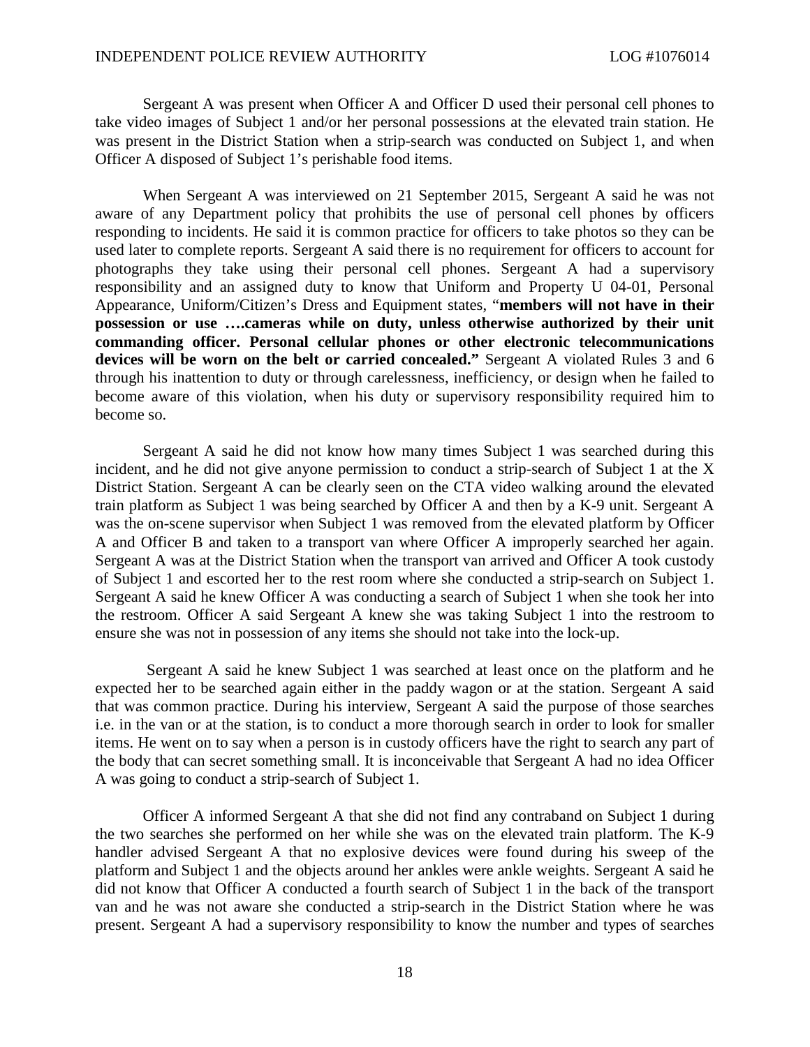Sergeant A was present when Officer A and Officer D used their personal cell phones to take video images of Subject 1 and/or her personal possessions at the elevated train station. He was present in the District Station when a strip-search was conducted on Subject 1, and when Officer A disposed of Subject 1's perishable food items.

When Sergeant A was interviewed on 21 September 2015, Sergeant A said he was not aware of any Department policy that prohibits the use of personal cell phones by officers responding to incidents. He said it is common practice for officers to take photos so they can be used later to complete reports. Sergeant A said there is no requirement for officers to account for photographs they take using their personal cell phones. Sergeant A had a supervisory responsibility and an assigned duty to know that Uniform and Property U 04-01, Personal Appearance, Uniform/Citizen's Dress and Equipment states, "**members will not have in their possession or use ….cameras while on duty, unless otherwise authorized by their unit commanding officer. Personal cellular phones or other electronic telecommunications devices will be worn on the belt or carried concealed.**" Sergeant A violated Rules 3 and 6 through his inattention to duty or through carelessness, inefficiency, or design when he failed to become aware of this violation, when his duty or supervisory responsibility required him to become so.

Sergeant A said he did not know how many times Subject 1 was searched during this incident, and he did not give anyone permission to conduct a strip-search of Subject 1 at the X District Station. Sergeant A can be clearly seen on the CTA video walking around the elevated train platform as Subject 1 was being searched by Officer A and then by a K-9 unit. Sergeant A was the on-scene supervisor when Subject 1 was removed from the elevated platform by Officer A and Officer B and taken to a transport van where Officer A improperly searched her again. Sergeant A was at the District Station when the transport van arrived and Officer A took custody of Subject 1 and escorted her to the rest room where she conducted a strip-search on Subject 1. Sergeant A said he knew Officer A was conducting a search of Subject 1 when she took her into the restroom. Officer A said Sergeant A knew she was taking Subject 1 into the restroom to ensure she was not in possession of any items she should not take into the lock-up.

Sergeant A said he knew Subject 1 was searched at least once on the platform and he expected her to be searched again either in the paddy wagon or at the station. Sergeant A said that was common practice. During his interview, Sergeant A said the purpose of those searches i.e. in the van or at the station, is to conduct a more thorough search in order to look for smaller items. He went on to say when a person is in custody officers have the right to search any part of the body that can secret something small. It is inconceivable that Sergeant A had no idea Officer A was going to conduct a strip-search of Subject 1.

Officer A informed Sergeant A that she did not find any contraband on Subject 1 during the two searches she performed on her while she was on the elevated train platform. The K-9 handler advised Sergeant A that no explosive devices were found during his sweep of the platform and Subject 1 and the objects around her ankles were ankle weights. Sergeant A said he did not know that Officer A conducted a fourth search of Subject 1 in the back of the transport van and he was not aware she conducted a strip-search in the District Station where he was present. Sergeant A had a supervisory responsibility to know the number and types of searches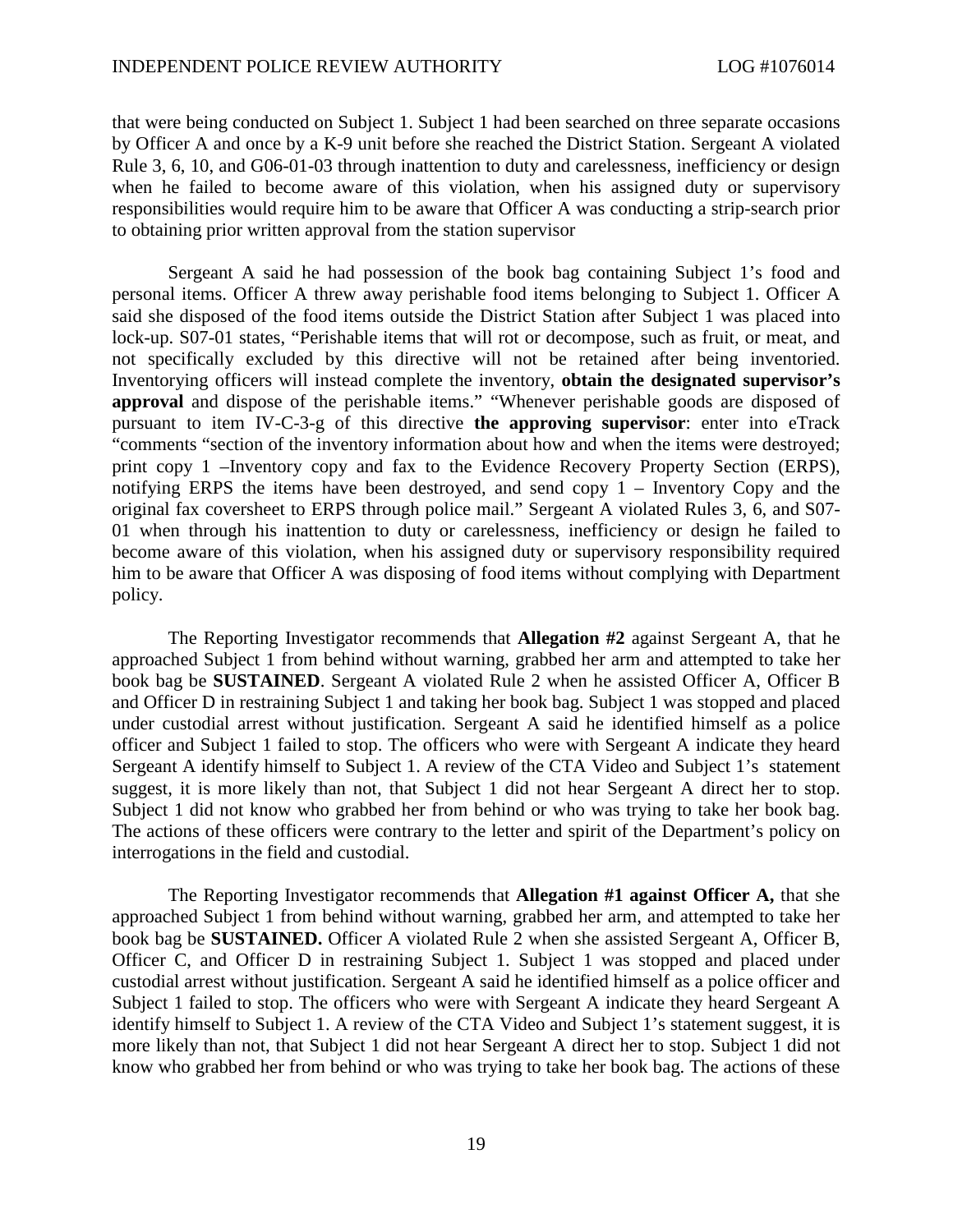that were being conducted on Subject 1. Subject 1 had been searched on three separate occasions by Officer A and once by a K-9 unit before she reached the District Station. Sergeant A violated Rule 3, 6, 10, and G06-01-03 through inattention to duty and carelessness, inefficiency or design when he failed to become aware of this violation, when his assigned duty or supervisory responsibilities would require him to be aware that Officer A was conducting a strip-search prior to obtaining prior written approval from the station supervisor

Sergeant A said he had possession of the book bag containing Subject 1's food and personal items. Officer A threw away perishable food items belonging to Subject 1. Officer A said she disposed of the food items outside the District Station after Subject 1 was placed into lock-up. S07-01 states, "Perishable items that will rot or decompose, such as fruit, or meat, and not specifically excluded by this directive will not be retained after being inventoried. Inventorying officers will instead complete the inventory, **obtain the designated supervisor's approval** and dispose of the perishable items." "Whenever perishable goods are disposed of pursuant to item IV-C-3-g of this directive **the approving supervisor**: enter into eTrack "comments "section of the inventory information about how and when the items were destroyed; print copy 1 –Inventory copy and fax to the Evidence Recovery Property Section (ERPS), notifying ERPS the items have been destroyed, and send copy 1 – Inventory Copy and the original fax coversheet to ERPS through police mail." Sergeant A violated Rules 3, 6, and S07-01 when through his inattention to duty or carelessness, inefficiency or design he failed to become aware of this violation, when his assigned duty or supervisory responsibility required him to be aware that Officer A was disposing of food items without complying with Department policy.

The Reporting Investigator recommends that **Allegation #2** against Sergeant A, that he approached Subject 1 from behind without warning, grabbed her arm and attempted to take her book bag be **SUSTAINED**. Sergeant A violated Rule 2 when he assisted Officer A, Officer B and Officer D in restraining Subject 1 and taking her book bag. Subject 1 was stopped and placed under custodial arrest without justification. Sergeant A said he identified himself as a police officer and Subject 1 failed to stop. The officers who were with Sergeant A indicate they heard Sergeant A identify himself to Subject 1. A review of the CTA Video and Subject 1's statement suggest, it is more likely than not, that Subject 1 did not hear Sergeant A direct her to stop. Subject 1 did not know who grabbed her from behind or who was trying to take her book bag. The actions of these officers were contrary to the letter and spirit of the Department's policy on interrogations in the field and custodial.

The Reporting Investigator recommends that **Allegation #1 against Officer A,** that she approached Subject 1 from behind without warning, grabbed her arm, and attempted to take her book bag be **SUSTAINED.** Officer A violated Rule 2 when she assisted Sergeant A, Officer B, Officer C, and Officer D in restraining Subject 1. Subject 1 was stopped and placed under custodial arrest without justification. Sergeant A said he identified himself as a police officer and Subject 1 failed to stop. The officers who were with Sergeant A indicate they heard Sergeant A identify himself to Subject 1. A review of the CTA Video and Subject 1's statement suggest, it is more likely than not, that Subject 1 did not hear Sergeant A direct her to stop. Subject 1 did not know who grabbed her from behind or who was trying to take her book bag. The actions of these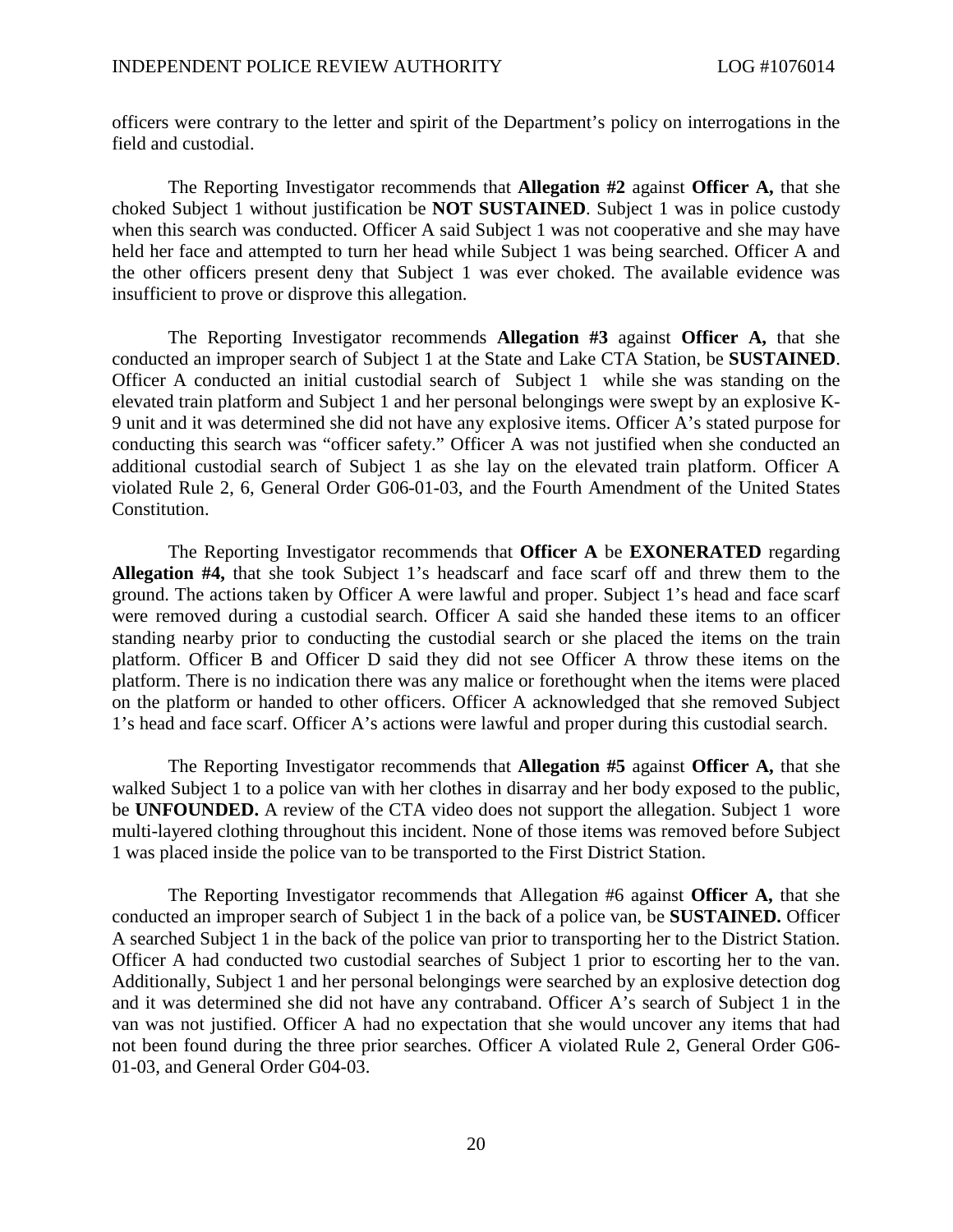officers were contrary to the letter and spirit of the Department's policy on interrogations in the field and custodial.

The Reporting Investigator recommends that **Allegation #2** against **Officer A,** that she choked Subject 1 without justification be **NOT SUSTAINED**. Subject 1 was in police custody when this search was conducted. Officer A said Subject 1 was not cooperative and she may have held her face and attempted to turn her head while Subject 1 was being searched. Officer A and the other officers present deny that Subject 1 was ever choked. The available evidence was insufficient to prove or disprove this allegation.

The Reporting Investigator recommends **Allegation #3** against **Officer A,** that she conducted an improper search of Subject 1 at the State and Lake CTA Station, be **SUSTAINED**. Officer A conducted an initial custodial search of Subject 1 while she was standing on the elevated train platform and Subject 1 and her personal belongings were swept by an explosive K-9 unit and it was determined she did not have any explosive items. Officer A's stated purpose for conducting this search was "officer safety." Officer A was not justified when she conducted an additional custodial search of Subject 1 as she lay on the elevated train platform. Officer A violated Rule 2, 6, General Order G06-01-03, and the Fourth Amendment of the United States Constitution.

The Reporting Investigator recommends that **Officer A** be **EXONERATED** regarding **Allegation #4,** that she took Subject 1's headscarf and face scarf off and threw them to the ground. The actions taken by Officer A were lawful and proper. Subject 1's head and face scarf were removed during a custodial search. Officer A said she handed these items to an officer standing nearby prior to conducting the custodial search or she placed the items on the train platform. Officer B and Officer D said they did not see Officer A throw these items on the platform. There is no indication there was any malice or forethought when the items were placed on the platform or handed to other officers. Officer A acknowledged that she removed Subject 1's head and face scarf. Officer A's actions were lawful and proper during this custodial search.

The Reporting Investigator recommends that **Allegation #5** against **Officer A,** that she walked Subject 1 to a police van with her clothes in disarray and her body exposed to the public, be **UNFOUNDED.** A review of the CTA video does not support the allegation. Subject 1 wore multi-layered clothing throughout this incident. None of those items was removed before Subject 1 was placed inside the police van to be transported to the First District Station.

The Reporting Investigator recommends that Allegation #6 against **Officer A,** that she conducted an improper search of Subject 1 in the back of a police van, be **SUSTAINED.** Officer A searched Subject 1 in the back of the police van prior to transporting her to the District Station. Officer A had conducted two custodial searches of Subject 1 prior to escorting her to the van. Additionally, Subject 1 and her personal belongings were searched by an explosive detection dog and it was determined she did not have any contraband. Officer A's search of Subject 1 in the van was not justified. Officer A had no expectation that she would uncover any items that had not been found during the three prior searches. Officer A violated Rule 2, General Order G06-01-03, and General Order G04-03.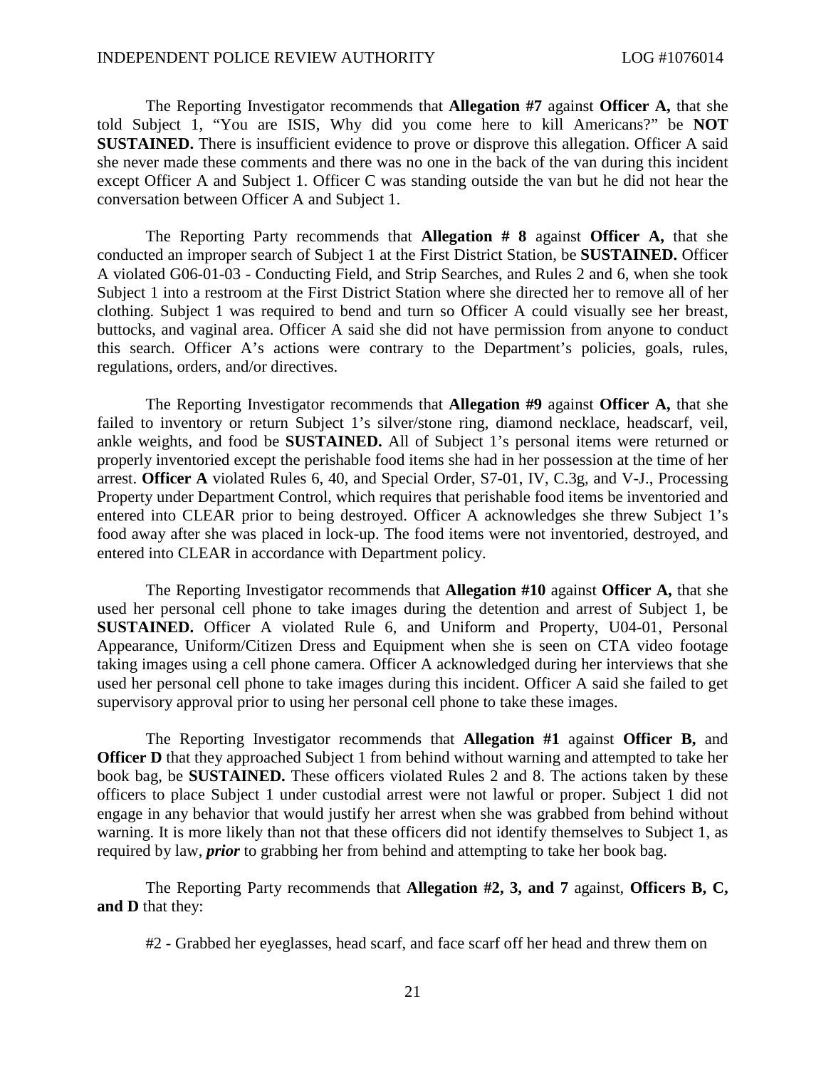The Reporting Investigator recommends that **Allegation #7** against **Officer A,** that she told Subject 1, "You are ISIS, Why did you come here to kill Americans?" be **NOT SUSTAINED.** There is insufficient evidence to prove or disprove this allegation. Officer A said she never made these comments and there was no one in the back of the van during this incident except Officer A and Subject 1. Officer C was standing outside the van but he did not hear the conversation between Officer A and Subject 1.

The Reporting Party recommends that **Allegation # 8** against **Officer A,** that she conducted an improper search of Subject 1 at the First District Station, be **SUSTAINED.** Officer A violated G06-01-03 - Conducting Field, and Strip Searches, and Rules 2 and 6, when she took Subject 1 into a restroom at the First District Station where she directed her to remove all of her clothing. Subject 1 was required to bend and turn so Officer A could visually see her breast, buttocks, and vaginal area. Officer A said she did not have permission from anyone to conduct this search. Officer A's actions were contrary to the Department's policies, goals, rules, regulations, orders, and/or directives.

The Reporting Investigator recommends that **Allegation #9** against **Officer A,** that she failed to inventory or return Subject 1's silver/stone ring, diamond necklace, headscarf, veil, ankle weights, and food be **SUSTAINED.** All of Subject 1's personal items were returned or properly inventoried except the perishable food items she had in her possession at the time of her arrest. **Officer A** violated Rules 6, 40, and Special Order, S7-01, IV, C.3g, and V-J., Processing Property under Department Control, which requires that perishable food items be inventoried and entered into CLEAR prior to being destroyed. Officer A acknowledges she threw Subject 1's food away after she was placed in lock-up. The food items were not inventoried, destroyed, and entered into CLEAR in accordance with Department policy.

The Reporting Investigator recommends that **Allegation #10** against **Officer A,** that she used her personal cell phone to take images during the detention and arrest of Subject 1, be **SUSTAINED.** Officer A violated Rule 6, and Uniform and Property, U04-01, Personal Appearance, Uniform/Citizen Dress and Equipment when she is seen on CTA video footage taking images using a cell phone camera. Officer A acknowledged during her interviews that she used her personal cell phone to take images during this incident. Officer A said she failed to get supervisory approval prior to using her personal cell phone to take these images.

The Reporting Investigator recommends that **Allegation #1** against **Officer B,** and **Officer D** that they approached Subject 1 from behind without warning and attempted to take her book bag, be **SUSTAINED.** These officers violated Rules 2 and 8. The actions taken by these officers to place Subject 1 under custodial arrest were not lawful or proper. Subject 1 did not engage in any behavior that would justify her arrest when she was grabbed from behind without warning. It is more likely than not that these officers did not identify themselves to Subject 1, as required by law, ***prior*** to grabbing her from behind and attempting to take her book bag.

The Reporting Party recommends that **Allegation #2, 3, and 7** against, **Officers B, C, and D** that they:

#2 - Grabbed her eyeglasses, head scarf, and face scarf off her head and threw them on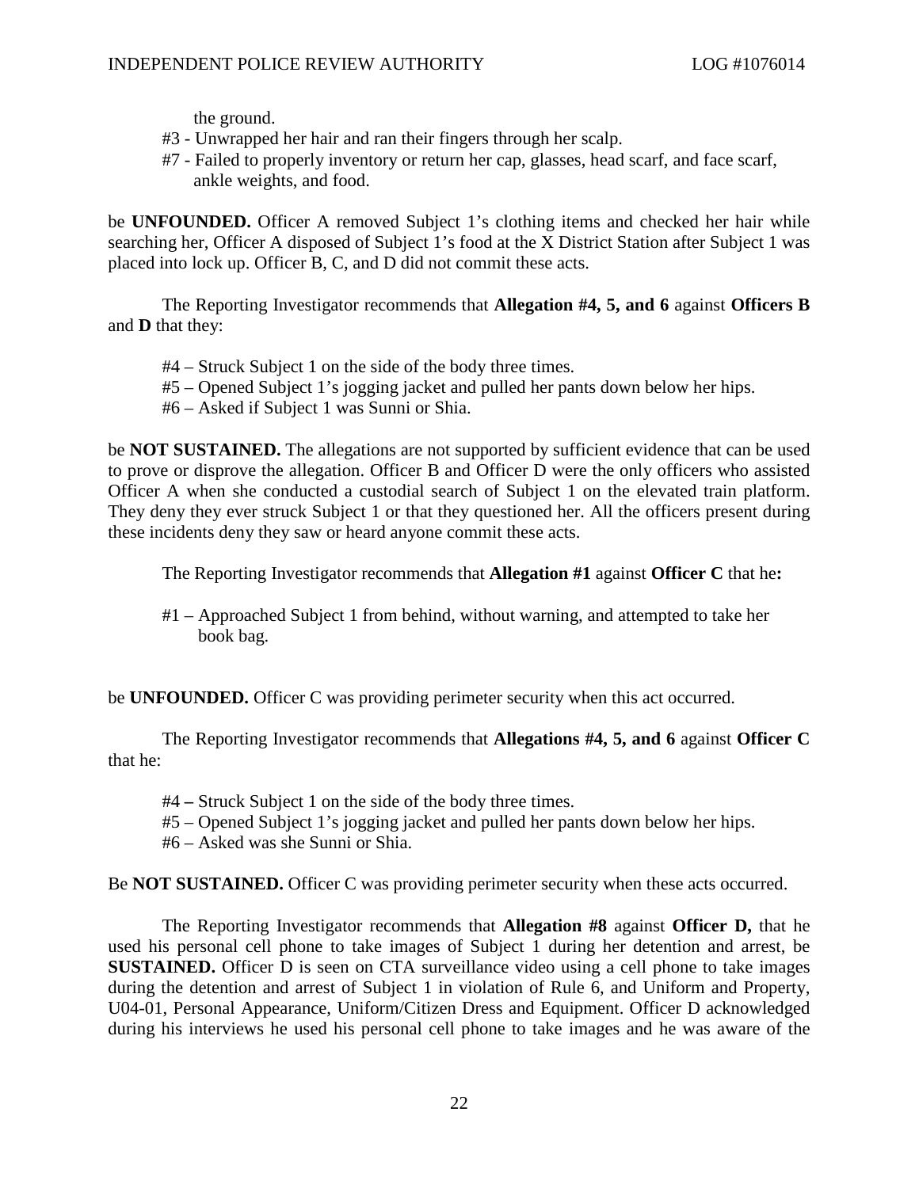the ground.

#3 - Unwrapped her hair and ran their fingers through her scalp.

#7 - Failed to properly inventory or return her cap, glasses, head scarf, and face scarf, ankle weights, and food.

be **UNFOUNDED.** Officer A removed Subject 1's clothing items and checked her hair while searching her, Officer A disposed of Subject 1's food at the X District Station after Subject 1 was placed into lock up. Officer B, C, and D did not commit these acts.

The Reporting Investigator recommends that **Allegation #4, 5, and 6** against **Officers B** and **D** that they:

#4 – Struck Subject 1 on the side of the body three times.

#5 – Opened Subject 1's jogging jacket and pulled her pants down below her hips.

#6 – Asked if Subject 1 was Sunni or Shia.

be **NOT SUSTAINED.** The allegations are not supported by sufficient evidence that can be used to prove or disprove the allegation. Officer B and Officer D were the only officers who assisted Officer A when she conducted a custodial search of Subject 1 on the elevated train platform. They deny they ever struck Subject 1 or that they questioned her. All the officers present during these incidents deny they saw or heard anyone commit these acts.

The Reporting Investigator recommends that **Allegation #1** against **Officer C** that he**:**

#1 – Approached Subject 1 from behind, without warning, and attempted to take her book bag.

be **UNFOUNDED.** Officer C was providing perimeter security when this act occurred.

The Reporting Investigator recommends that **Allegations #4, 5, and 6** against **Officer C** that he:

#4 **–** Struck Subject 1 on the side of the body three times.

#5 – Opened Subject 1's jogging jacket and pulled her pants down below her hips.

#6 – Asked was she Sunni or Shia.

Be **NOT SUSTAINED.** Officer C was providing perimeter security when these acts occurred.

The Reporting Investigator recommends that **Allegation #8** against **Officer D,** that he used his personal cell phone to take images of Subject 1 during her detention and arrest, be **SUSTAINED.** Officer D is seen on CTA surveillance video using a cell phone to take images during the detention and arrest of Subject 1 in violation of Rule 6, and Uniform and Property, U04-01, Personal Appearance, Uniform/Citizen Dress and Equipment. Officer D acknowledged during his interviews he used his personal cell phone to take images and he was aware of the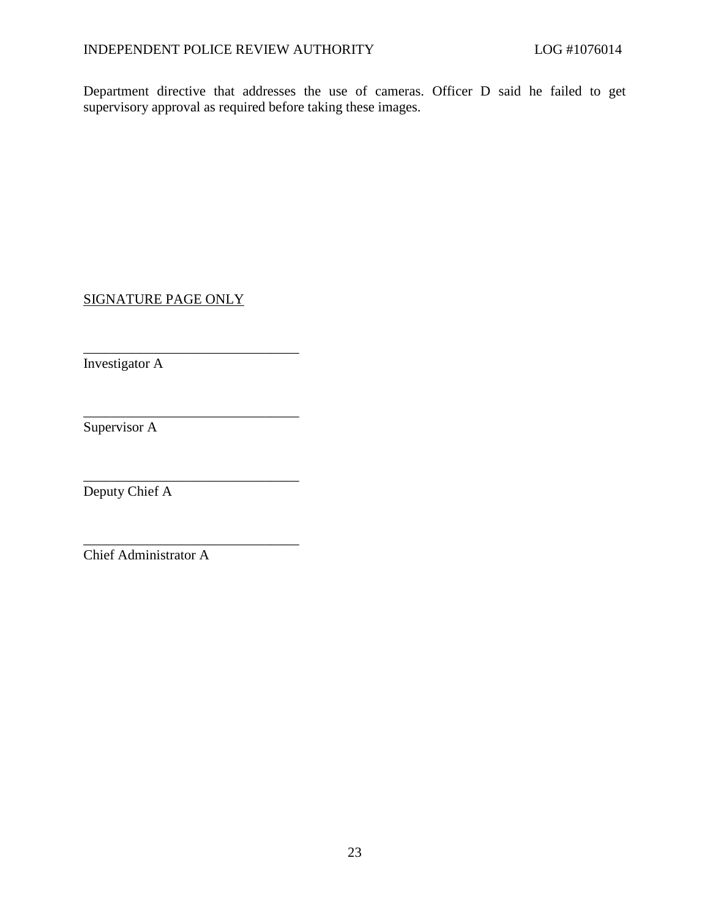Department directive that addresses the use of cameras. Officer D said he failed to get supervisory approval as required before taking these images.

SIGNATURE PAGE ONLY

_______________________________
Investigator A

_______________________________
Supervisor A

_______________________________
Deputy Chief A

_______________________________
Chief Administrator A